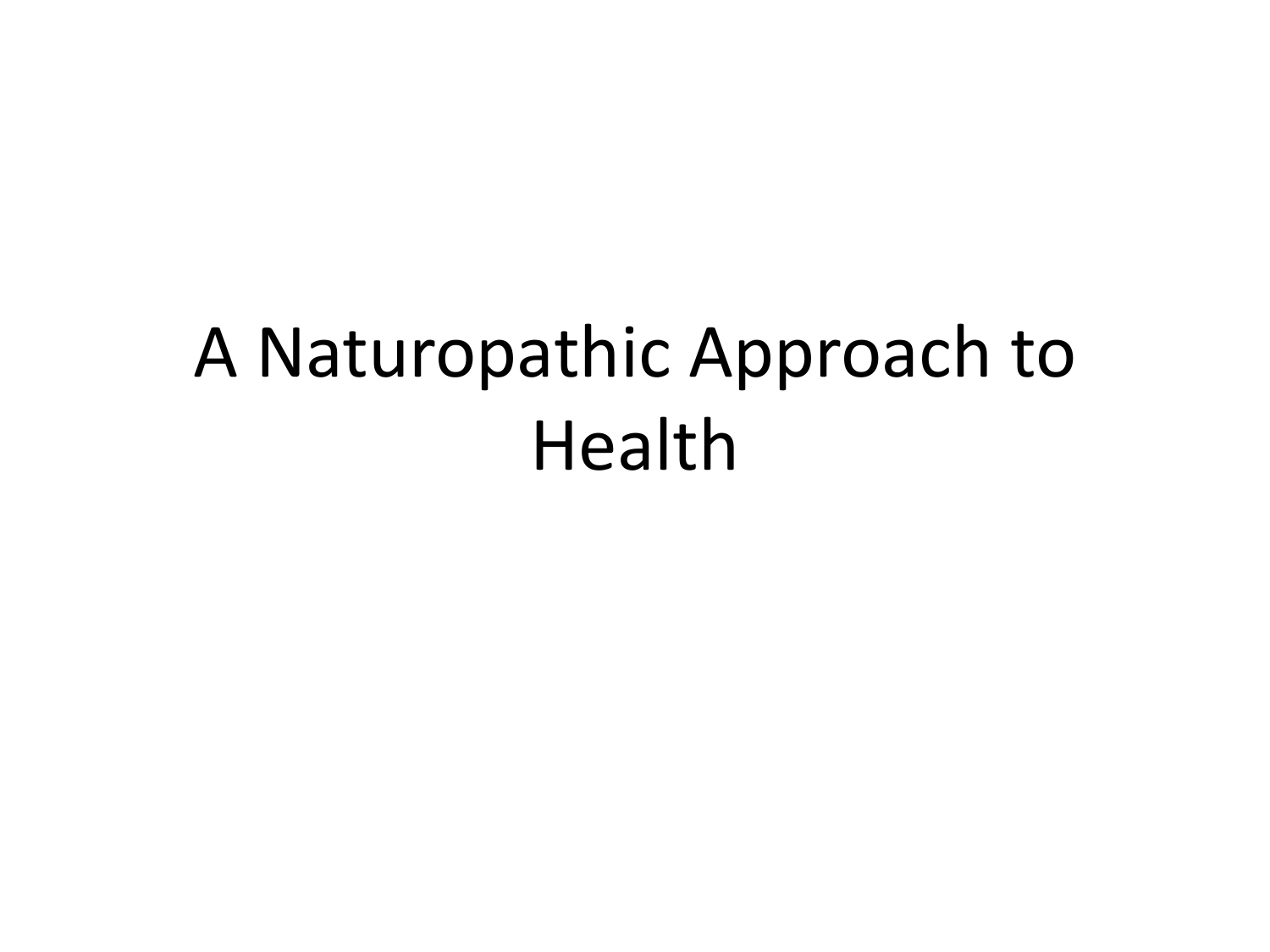# A Naturopathic Approach to Health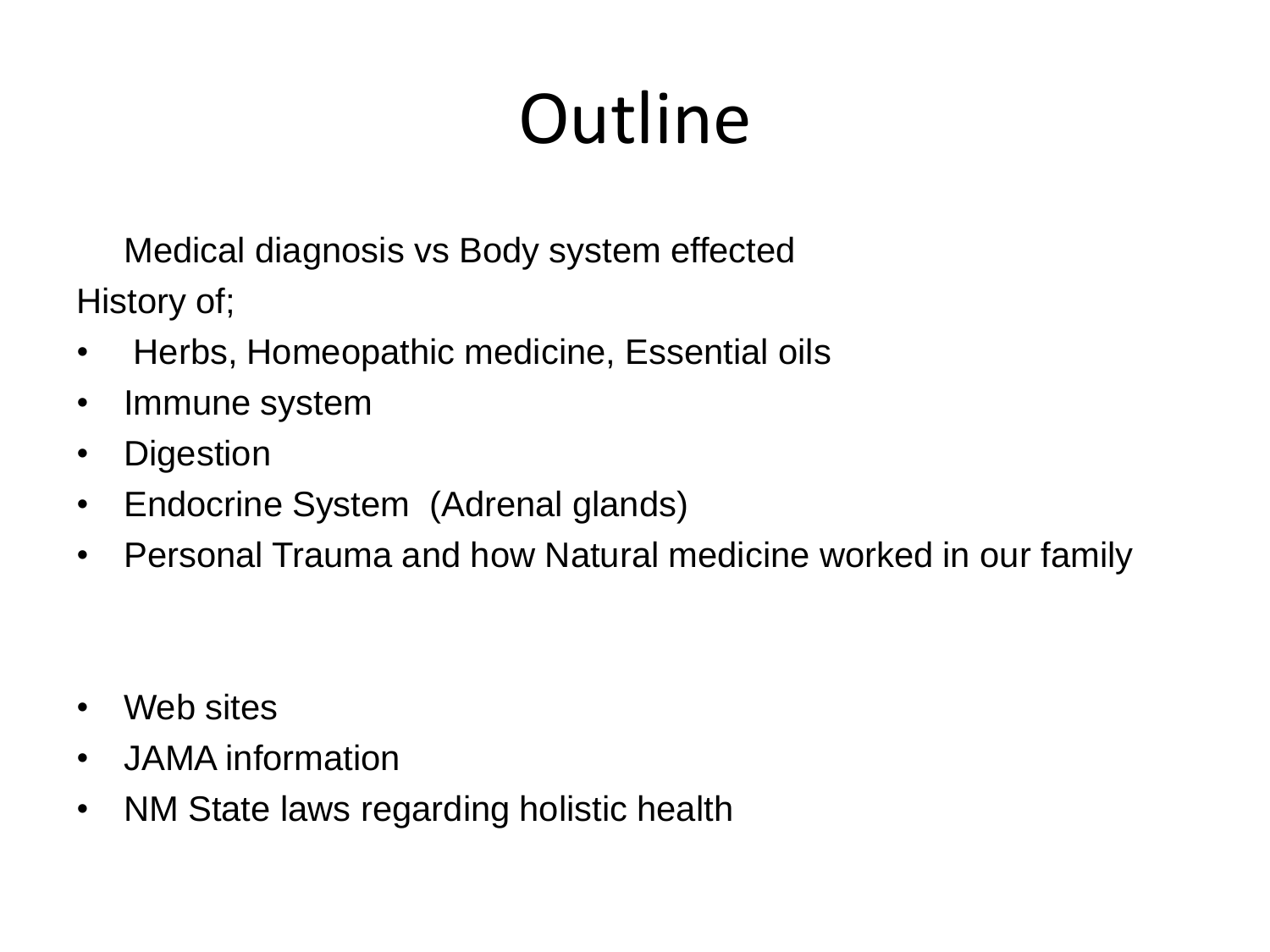# Outline

Medical diagnosis vs Body system effected

History of;

- Herbs, Homeopathic medicine, Essential oils
- Immune system
- Digestion
- Endocrine System (Adrenal glands)
- Personal Trauma and how Natural medicine worked in our family

- Web sites
- JAMA information
- NM State laws regarding holistic health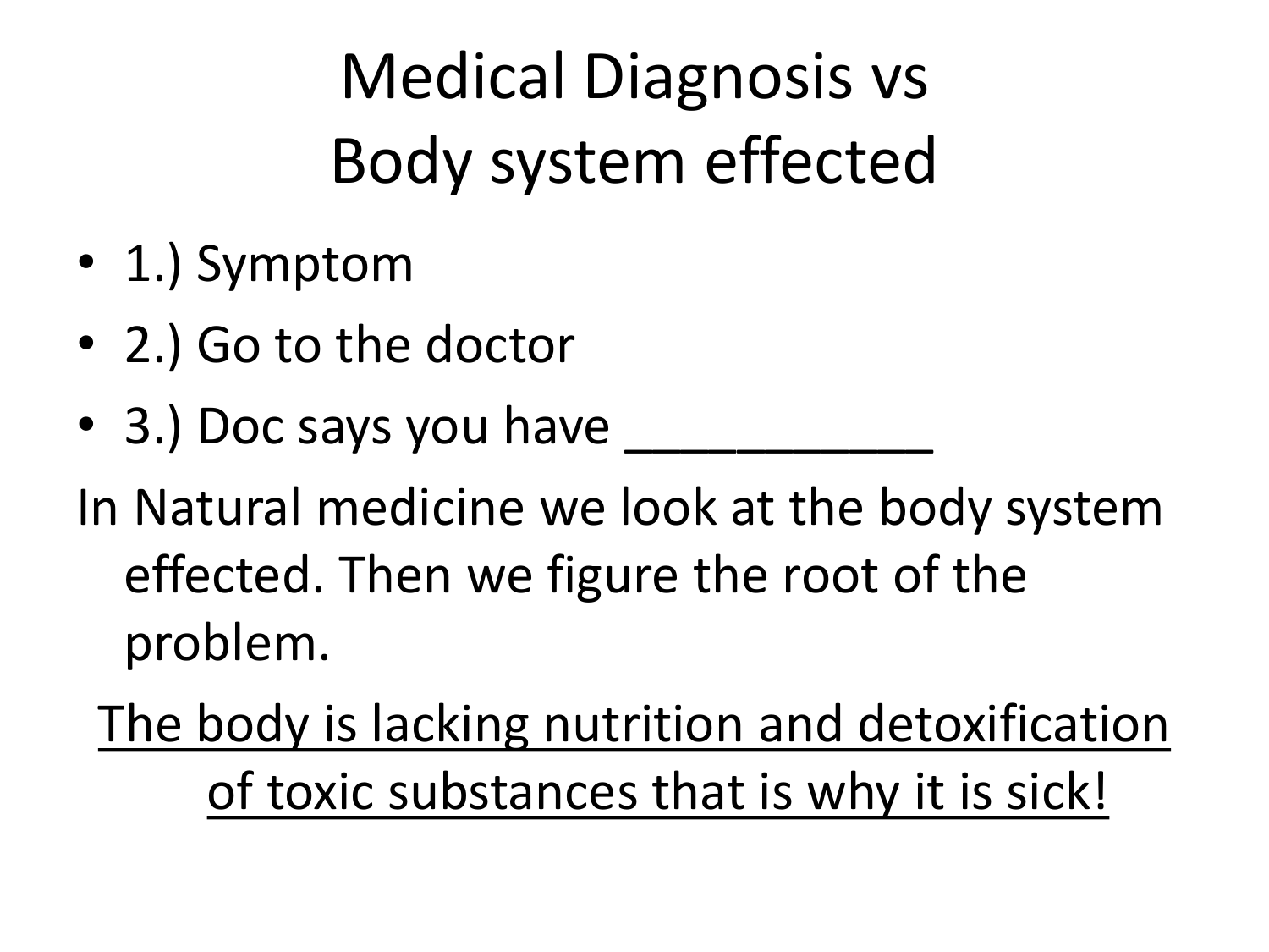# Medical Diagnosis vs Body system effected

- 1.) Symptom
- 2.) Go to the doctor
- 3.) Doc says you have ___________

In Natural medicine we look at the body system effected. Then we figure the root of the problem.

<u>The body is lacking nutrition and detoxification of toxic substances that is why it is sick!</u>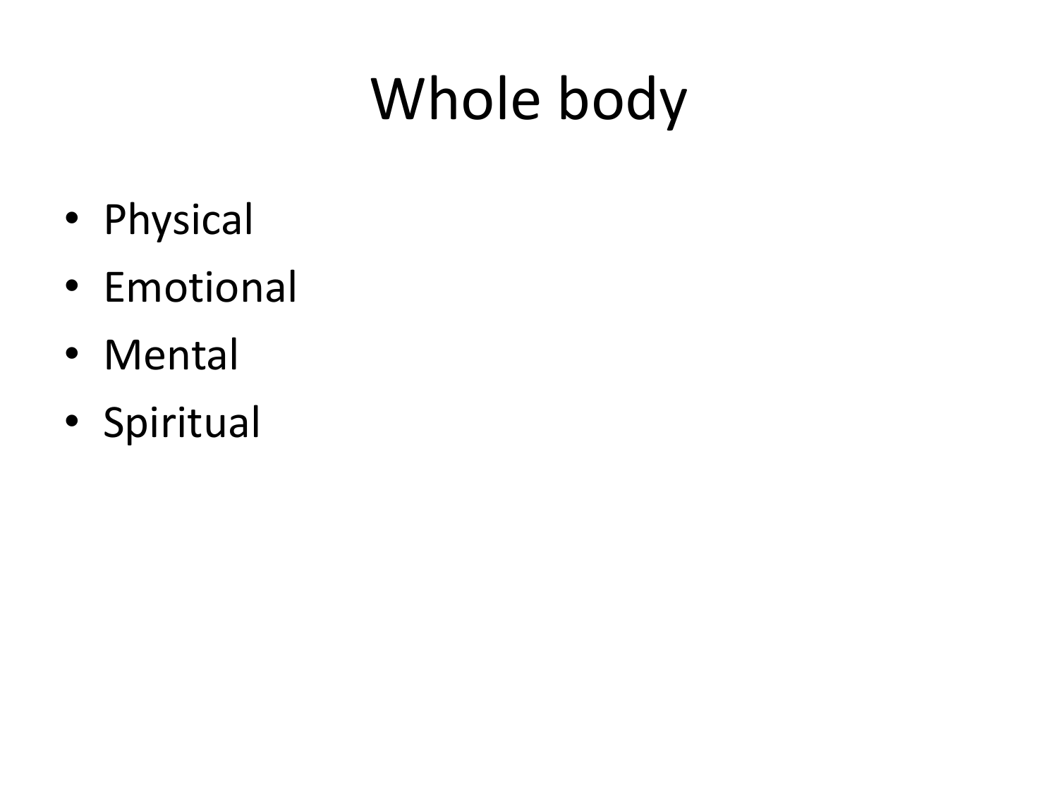# Whole body

- Physical
- Emotional
- Mental
- Spiritual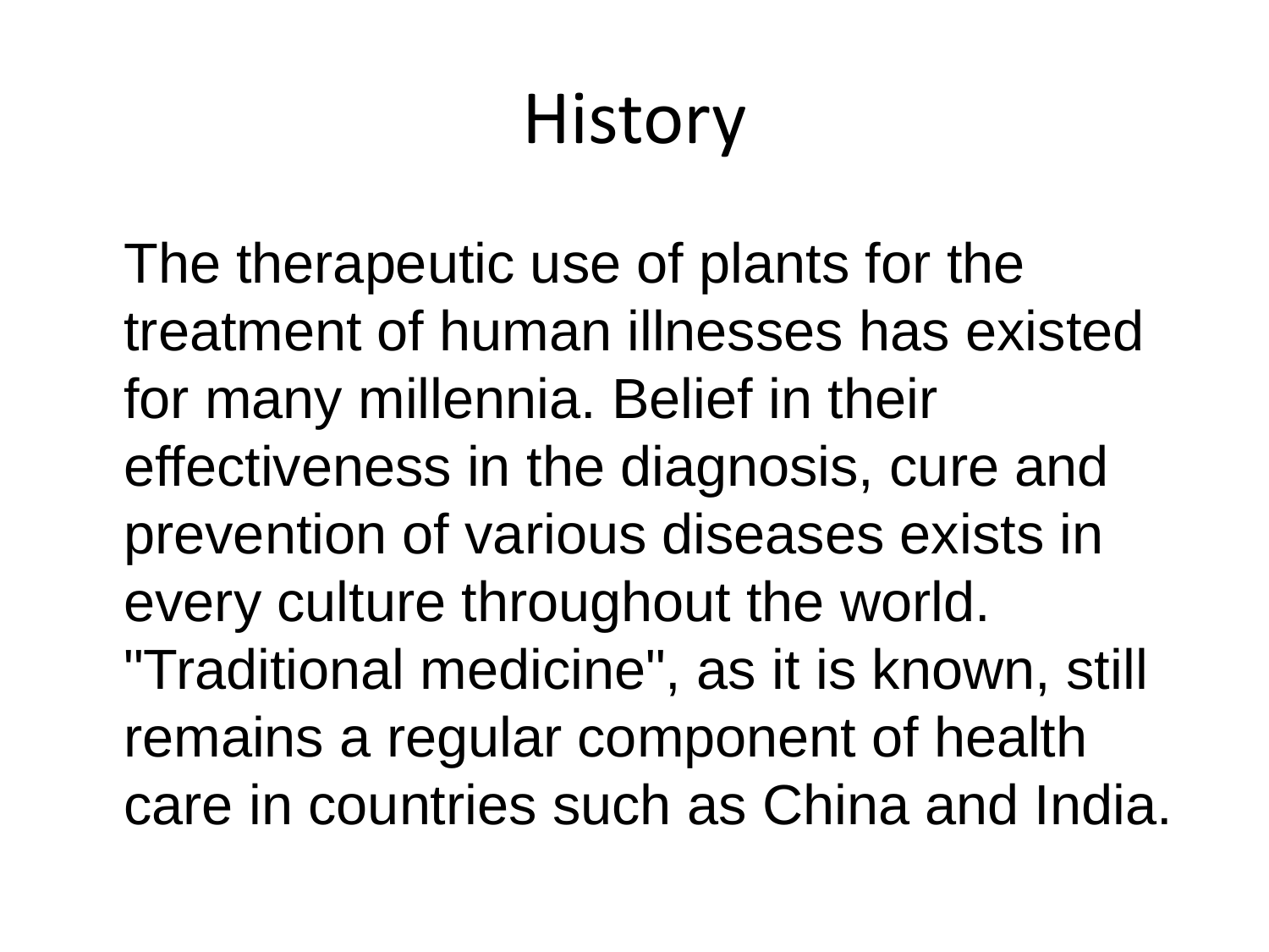# History

The therapeutic use of plants for the treatment of human illnesses has existed for many millennia. Belief in their effectiveness in the diagnosis, cure and prevention of various diseases exists in every culture throughout the world. "Traditional medicine", as it is known, still remains a regular component of health care in countries such as China and India.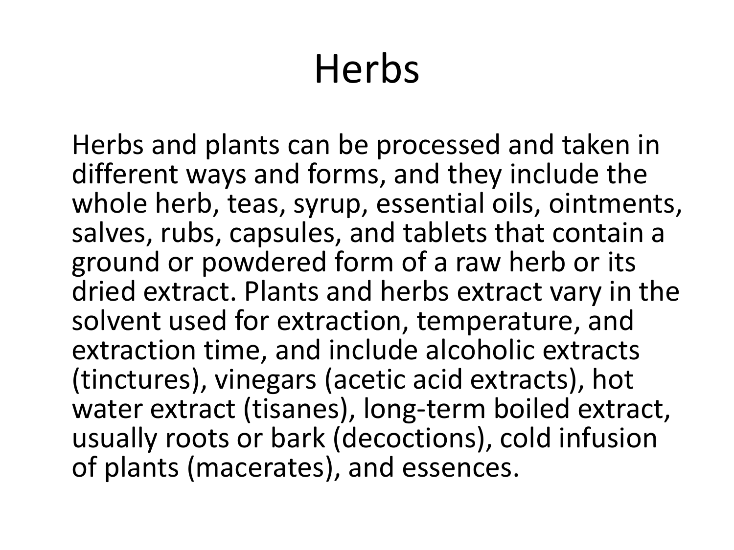# Herbs

Herbs and plants can be processed and taken in different ways and forms, and they include the whole herb, teas, syrup, essential oils, ointments, salves, rubs, capsules, and tablets that contain a ground or powdered form of a raw herb or its dried extract. Plants and herbs extract vary in the solvent used for extraction, temperature, and extraction time, and include alcoholic extracts (tinctures), vinegars (acetic acid extracts), hot water extract (tisanes), long-term boiled extract, usually roots or bark (decoctions), cold infusion of plants (macerates), and essences.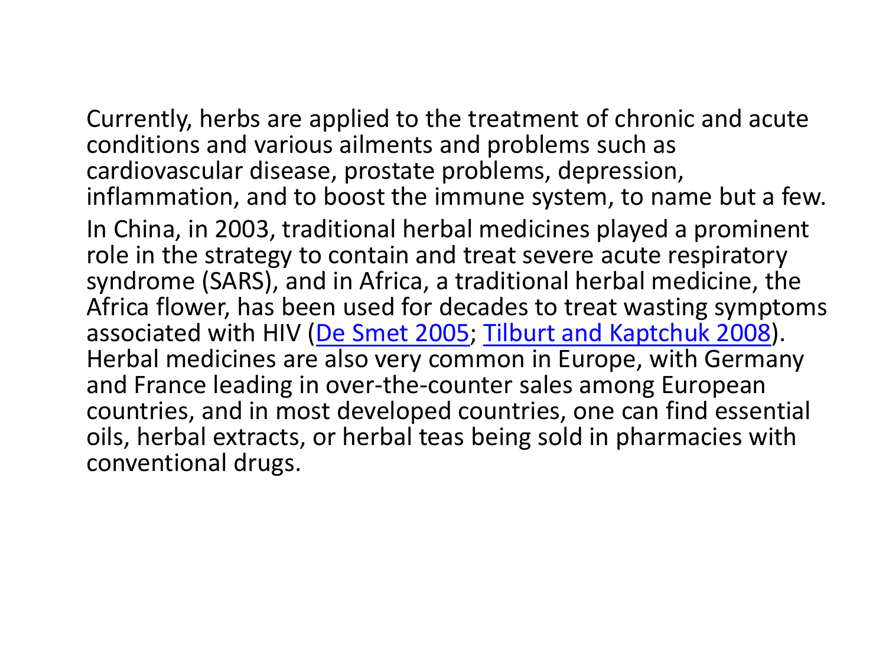Currently, herbs are applied to the treatment of chronic and acute conditions and various ailments and problems such as cardiovascular disease, prostate problems, depression, inflammation, and to boost the immune system, to name but a few.

In China, in 2003, traditional herbal medicines played a prominent role in the strategy to contain and treat severe acute respiratory syndrome (SARS), and in Africa, a traditional herbal medicine, the Africa flower, has been used for decades to treat wasting symptoms associated with HIV (De Smet 2005; Tilburt and Kaptchuk 2008). Herbal medicines are also very common in Europe, with Germany and France leading in over-the-counter sales among European countries, and in most developed countries, one can find essential oils, herbal extracts, or herbal teas being sold in pharmacies with conventional drugs.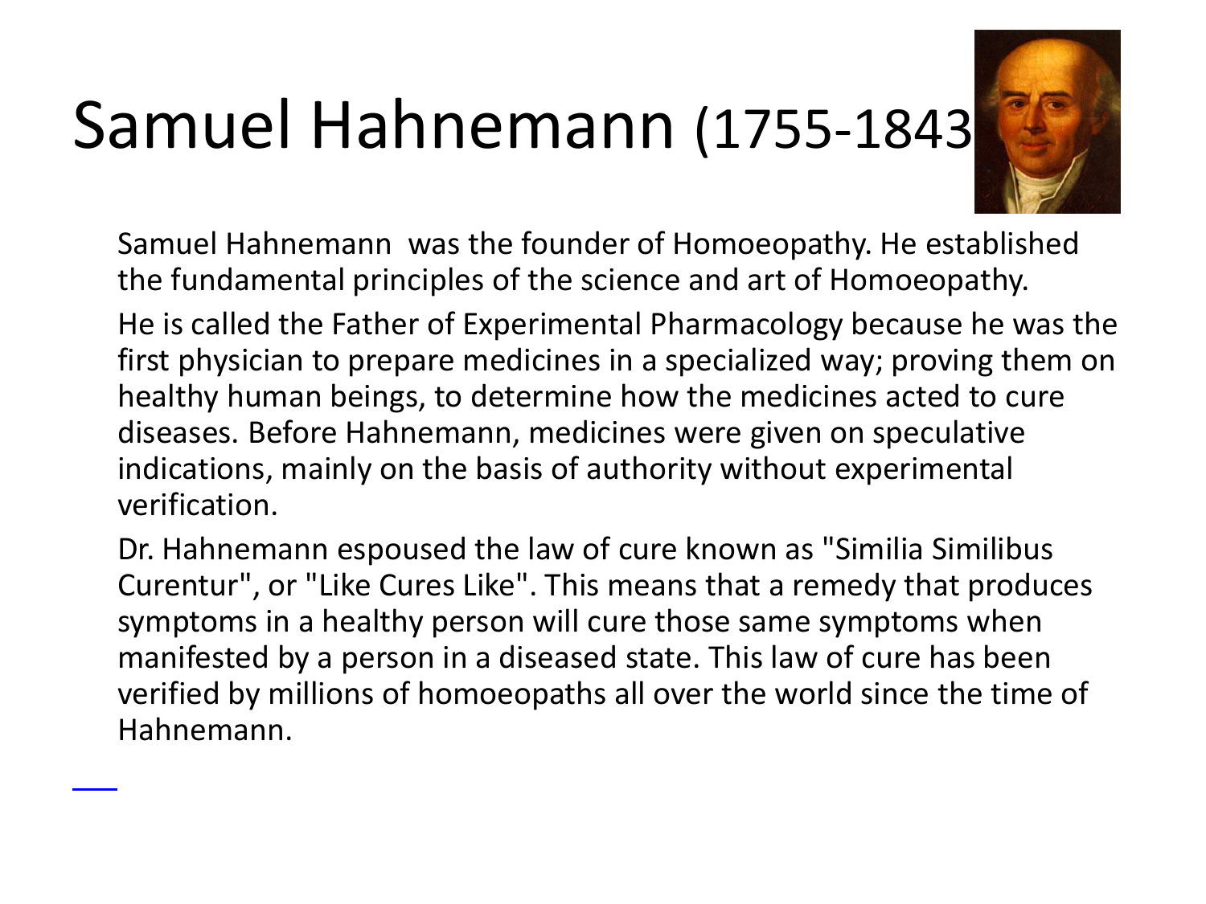# Samuel Hahnemann (1755-1843

Samuel Hahnemann was the founder of Homoeopathy. He established the fundamental principles of the science and art of Homoeopathy.

He is called the Father of Experimental Pharmacology because he was the first physician to prepare medicines in a specialized way; proving them on healthy human beings, to determine how the medicines acted to cure diseases. Before Hahnemann, medicines were given on speculative indications, mainly on the basis of authority without experimental verification.

Dr. Hahnemann espoused the law of cure known as "Similia Similibus Curentur", or "Like Cures Like". This means that a remedy that produces symptoms in a healthy person will cure those same symptoms when manifested by a person in a diseased state. This law of cure has been verified by millions of homoeopaths all over the world since the time of Hahnemann.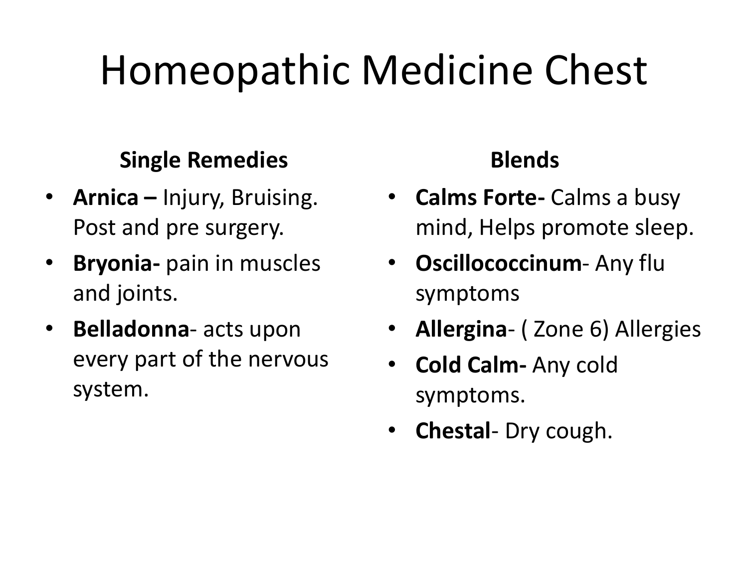# Homeopathic Medicine Chest

**Single Remedies**

- **Arnica –** Injury, Bruising. Post and pre surgery.
- **Bryonia-** pain in muscles and joints.
- **Belladonna**- acts upon every part of the nervous system.

**Blends**

- **Calms Forte-** Calms a busy mind, Helps promote sleep.
- **Oscillococcinum**- Any flu symptoms
- **Allergina**- ( Zone 6) Allergies
- **Cold Calm-** Any cold symptoms.
- **Chestal**- Dry cough.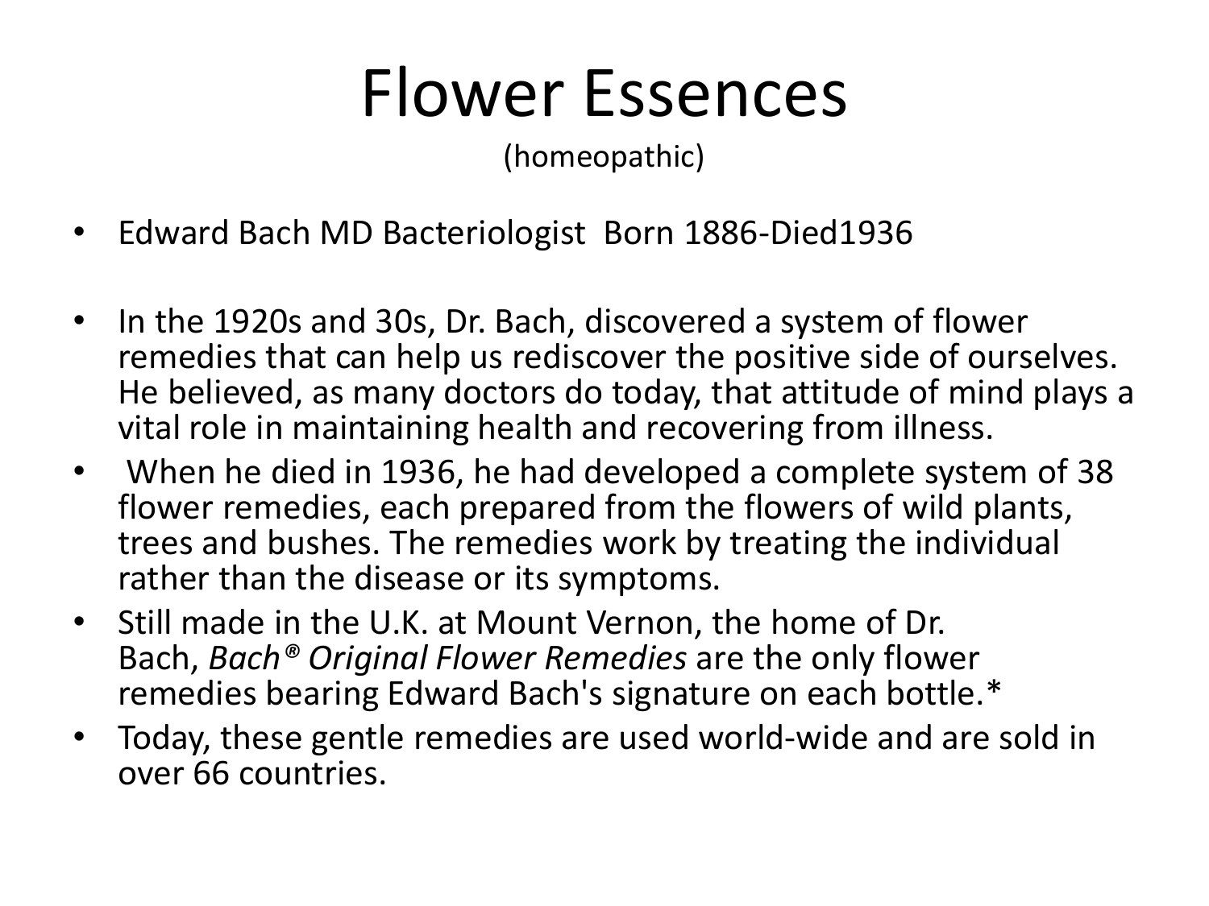# Flower Essences

(homeopathic)

- Edward Bach MD Bacteriologist  Born 1886-Died1936

- In the 1920s and 30s, Dr. Bach, discovered a system of flower remedies that can help us rediscover the positive side of ourselves. He believed, as many doctors do today, that attitude of mind plays a vital role in maintaining health and recovering from illness.
- When he died in 1936, he had developed a complete system of 38 flower remedies, each prepared from the flowers of wild plants, trees and bushes. The remedies work by treating the individual rather than the disease or its symptoms.
- Still made in the U.K. at Mount Vernon, the home of Dr. Bach, *Bach® Original Flower Remedies* are the only flower remedies bearing Edward Bach's signature on each bottle.*
- Today, these gentle remedies are used world-wide and are sold in over 66 countries.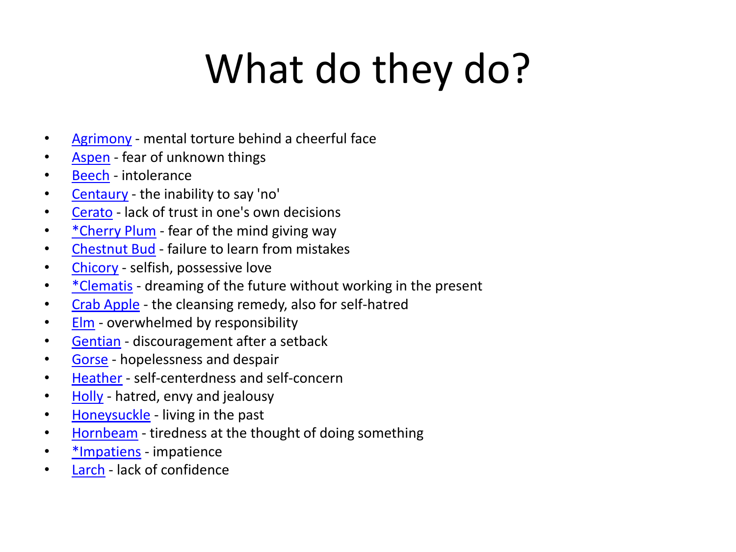# What do they do?

- Agrimony - mental torture behind a cheerful face
- Aspen - fear of unknown things
- Beech - intolerance
- Centaury - the inability to say 'no'
- Cerato - lack of trust in one's own decisions
- *Cherry Plum - fear of the mind giving way
- Chestnut Bud - failure to learn from mistakes
- Chicory - selfish, possessive love
- *Clematis - dreaming of the future without working in the present
- Crab Apple - the cleansing remedy, also for self-hatred
- Elm - overwhelmed by responsibility
- Gentian - discouragement after a setback
- Gorse - hopelessness and despair
- Heather - self-centerdness and self-concern
- Holly - hatred, envy and jealousy
- Honeysuckle - living in the past
- Hornbeam - tiredness at the thought of doing something
- *Impatiens - impatience
- Larch - lack of confidence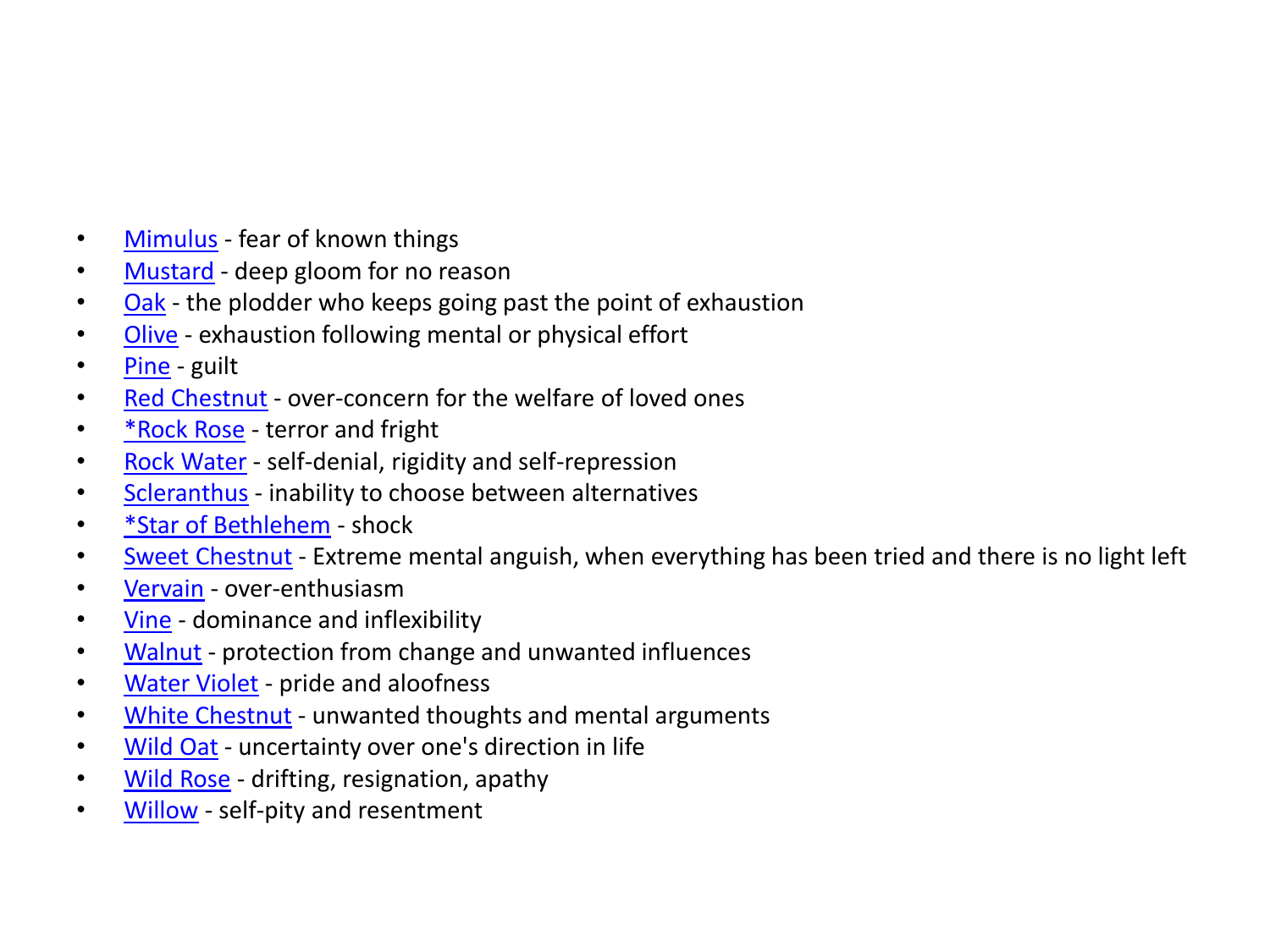- Mimulus - fear of known things
- Mustard - deep gloom for no reason
- Oak - the plodder who keeps going past the point of exhaustion
- Olive - exhaustion following mental or physical effort
- Pine - guilt
- Red Chestnut - over-concern for the welfare of loved ones
- *Rock Rose - terror and fright
- Rock Water - self-denial, rigidity and self-repression
- Scleranthus - inability to choose between alternatives
- *Star of Bethlehem - shock
- Sweet Chestnut - Extreme mental anguish, when everything has been tried and there is no light left
- Vervain - over-enthusiasm
- Vine - dominance and inflexibility
- Walnut - protection from change and unwanted influences
- Water Violet - pride and aloofness
- White Chestnut - unwanted thoughts and mental arguments
- Wild Oat - uncertainty over one's direction in life
- Wild Rose - drifting, resignation, apathy
- Willow - self-pity and resentment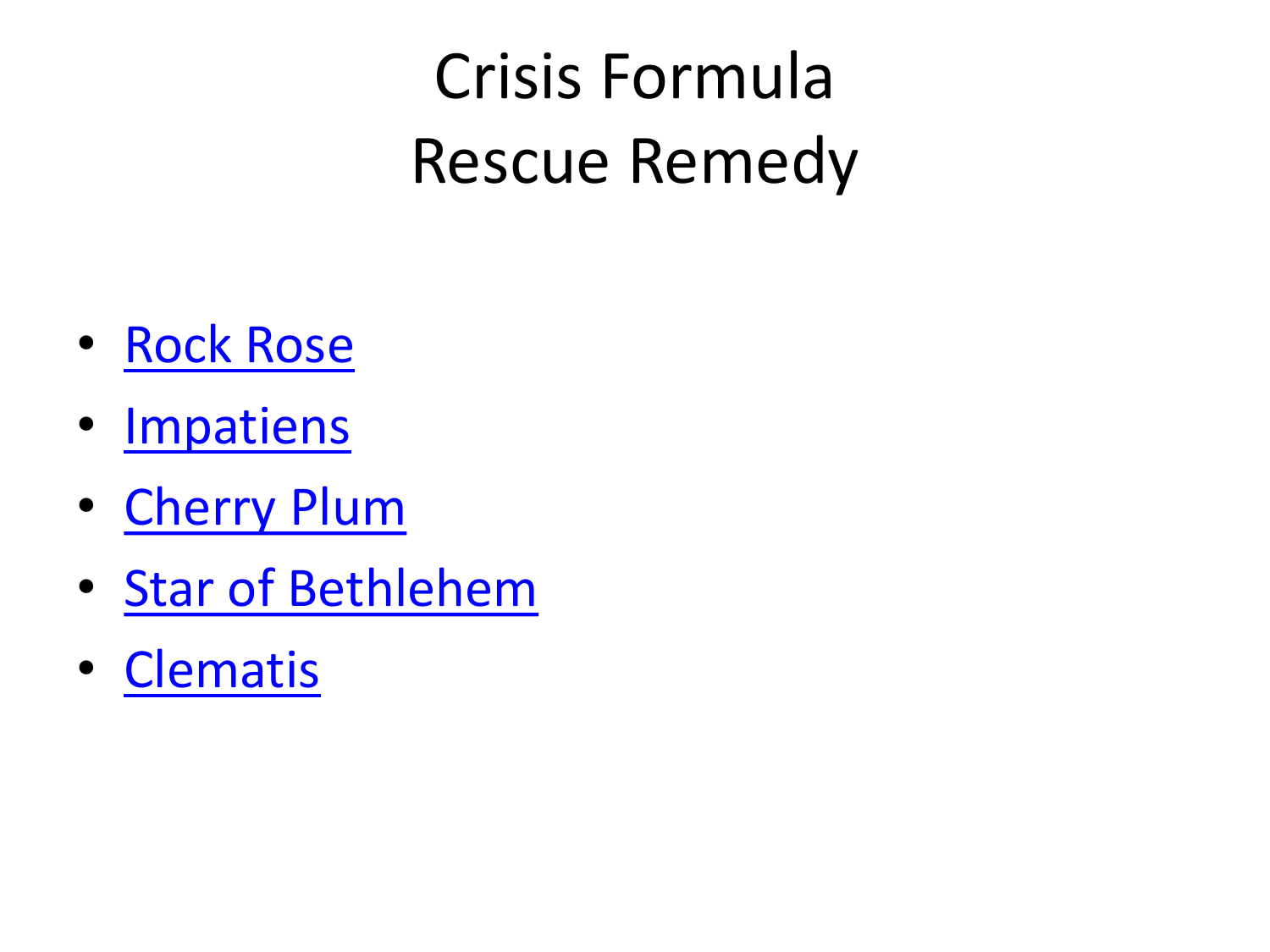# Crisis Formula
# Rescue Remedy

- Rock Rose
- Impatiens
- Cherry Plum
- Star of Bethlehem
- Clematis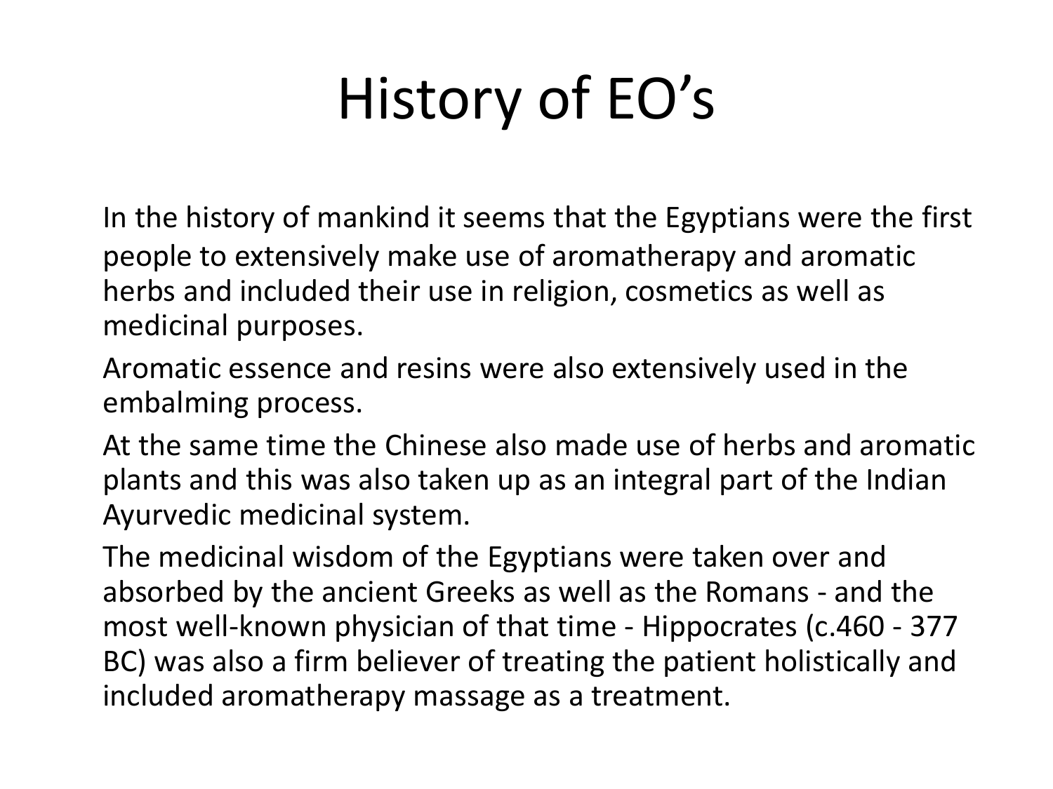# History of EO's

In the history of mankind it seems that the Egyptians were the first people to extensively make use of aromatherapy and aromatic herbs and included their use in religion, cosmetics as well as medicinal purposes.

Aromatic essence and resins were also extensively used in the embalming process.

At the same time the Chinese also made use of herbs and aromatic plants and this was also taken up as an integral part of the Indian Ayurvedic medicinal system.

The medicinal wisdom of the Egyptians were taken over and absorbed by the ancient Greeks as well as the Romans - and the most well-known physician of that time - Hippocrates (c.460 - 377 BC) was also a firm believer of treating the patient holistically and included aromatherapy massage as a treatment.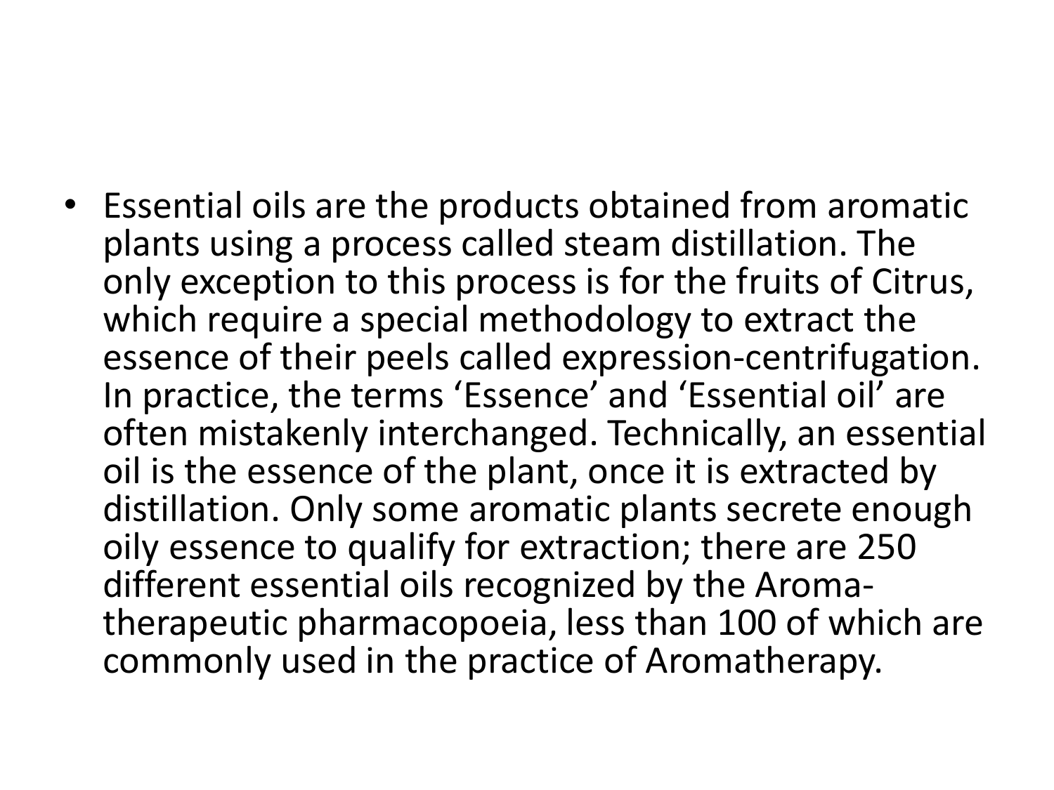- Essential oils are the products obtained from aromatic plants using a process called steam distillation. The only exception to this process is for the fruits of Citrus, which require a special methodology to extract the essence of their peels called expression-centrifugation. In practice, the terms 'Essence' and 'Essential oil' are often mistakenly interchanged. Technically, an essential oil is the essence of the plant, once it is extracted by distillation. Only some aromatic plants secrete enough oily essence to qualify for extraction; there are 250 different essential oils recognized by the Aroma-therapeutic pharmacopoeia, less than 100 of which are commonly used in the practice of Aromatherapy.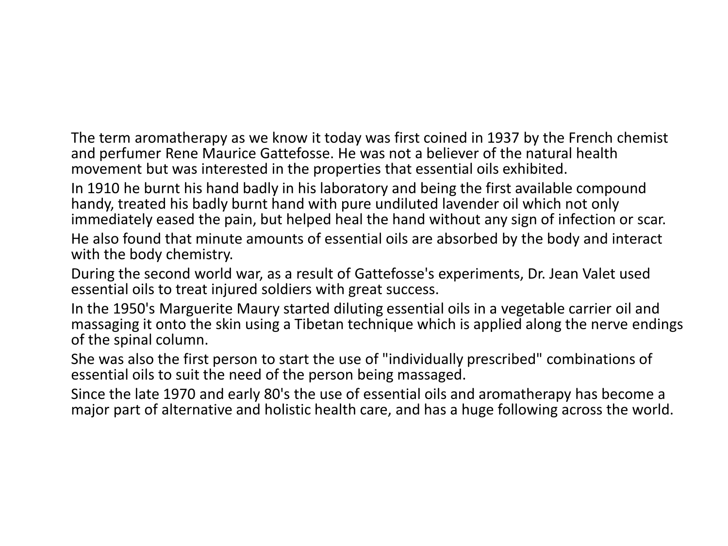The term aromatherapy as we know it today was first coined in 1937 by the French chemist and perfumer Rene Maurice Gattefosse. He was not a believer of the natural health movement but was interested in the properties that essential oils exhibited.

In 1910 he burnt his hand badly in his laboratory and being the first available compound handy, treated his badly burnt hand with pure undiluted lavender oil which not only immediately eased the pain, but helped heal the hand without any sign of infection or scar.

He also found that minute amounts of essential oils are absorbed by the body and interact with the body chemistry.

During the second world war, as a result of Gattefosse's experiments, Dr. Jean Valet used essential oils to treat injured soldiers with great success.

In the 1950's Marguerite Maury started diluting essential oils in a vegetable carrier oil and massaging it onto the skin using a Tibetan technique which is applied along the nerve endings of the spinal column.

She was also the first person to start the use of "individually prescribed" combinations of essential oils to suit the need of the person being massaged.

Since the late 1970 and early 80's the use of essential oils and aromatherapy has become a major part of alternative and holistic health care, and has a huge following across the world.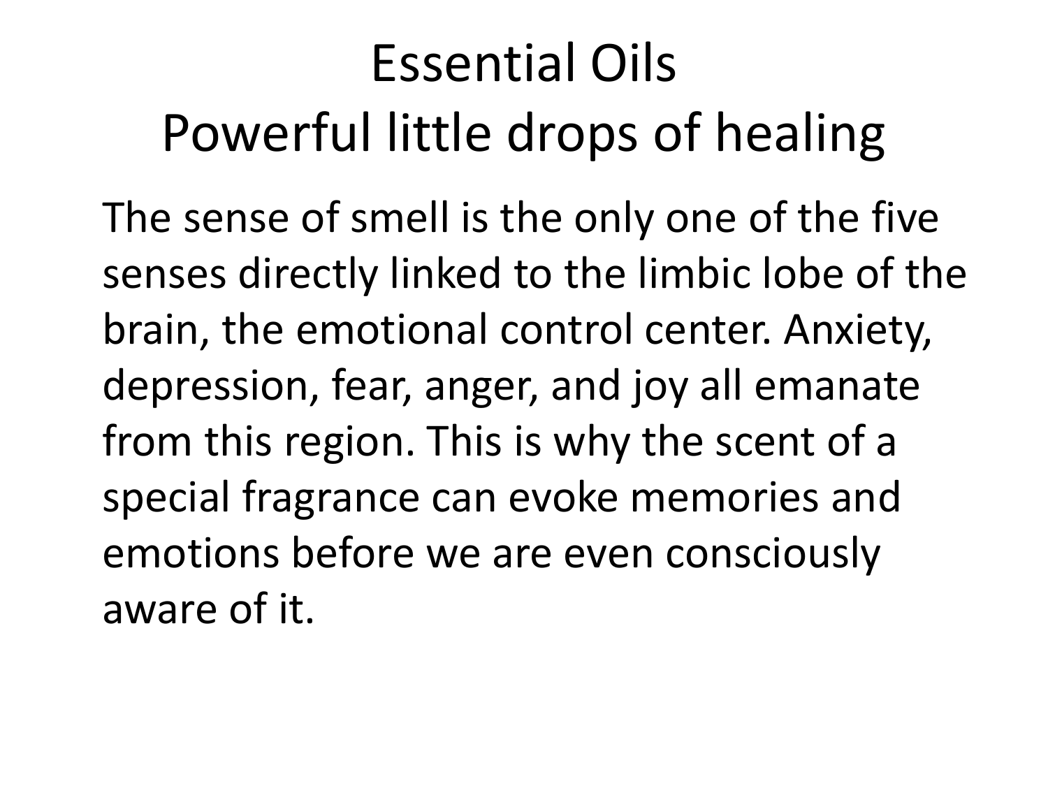# Essential Oils
# Powerful little drops of healing

The sense of smell is the only one of the five senses directly linked to the limbic lobe of the brain, the emotional control center. Anxiety, depression, fear, anger, and joy all emanate from this region. This is why the scent of a special fragrance can evoke memories and emotions before we are even consciously aware of it.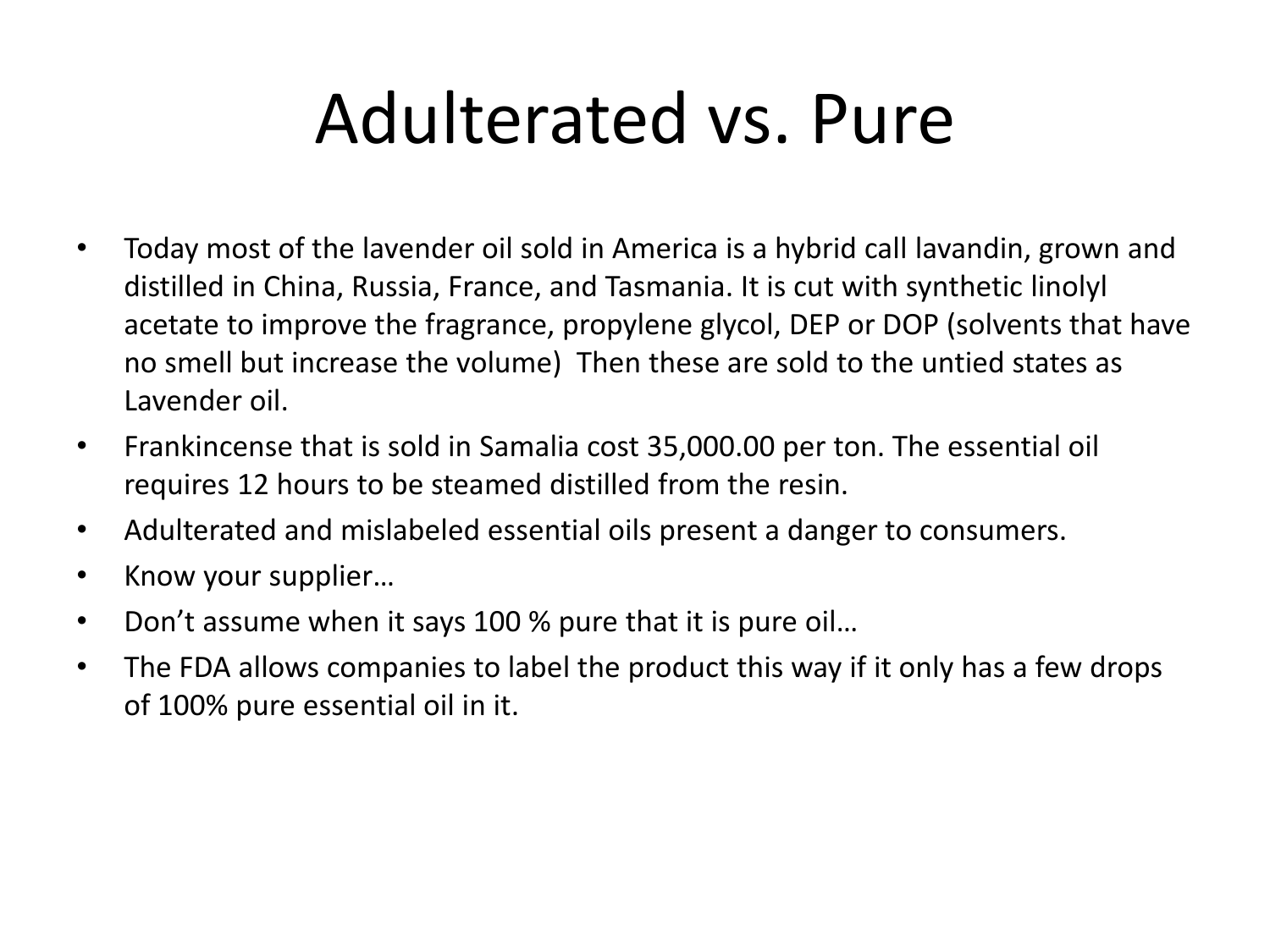# Adulterated vs. Pure

- Today most of the lavender oil sold in America is a hybrid call lavandin, grown and distilled in China, Russia, France, and Tasmania. It is cut with synthetic linolyl acetate to improve the fragrance, propylene glycol, DEP or DOP (solvents that have no smell but increase the volume)  Then these are sold to the untied states as Lavender oil.
- Frankincense that is sold in Samalia cost 35,000.00 per ton. The essential oil requires 12 hours to be steamed distilled from the resin.
- Adulterated and mislabeled essential oils present a danger to consumers.
- Know your supplier…
- Don't assume when it says 100 % pure that it is pure oil…
- The FDA allows companies to label the product this way if it only has a few drops of 100% pure essential oil in it.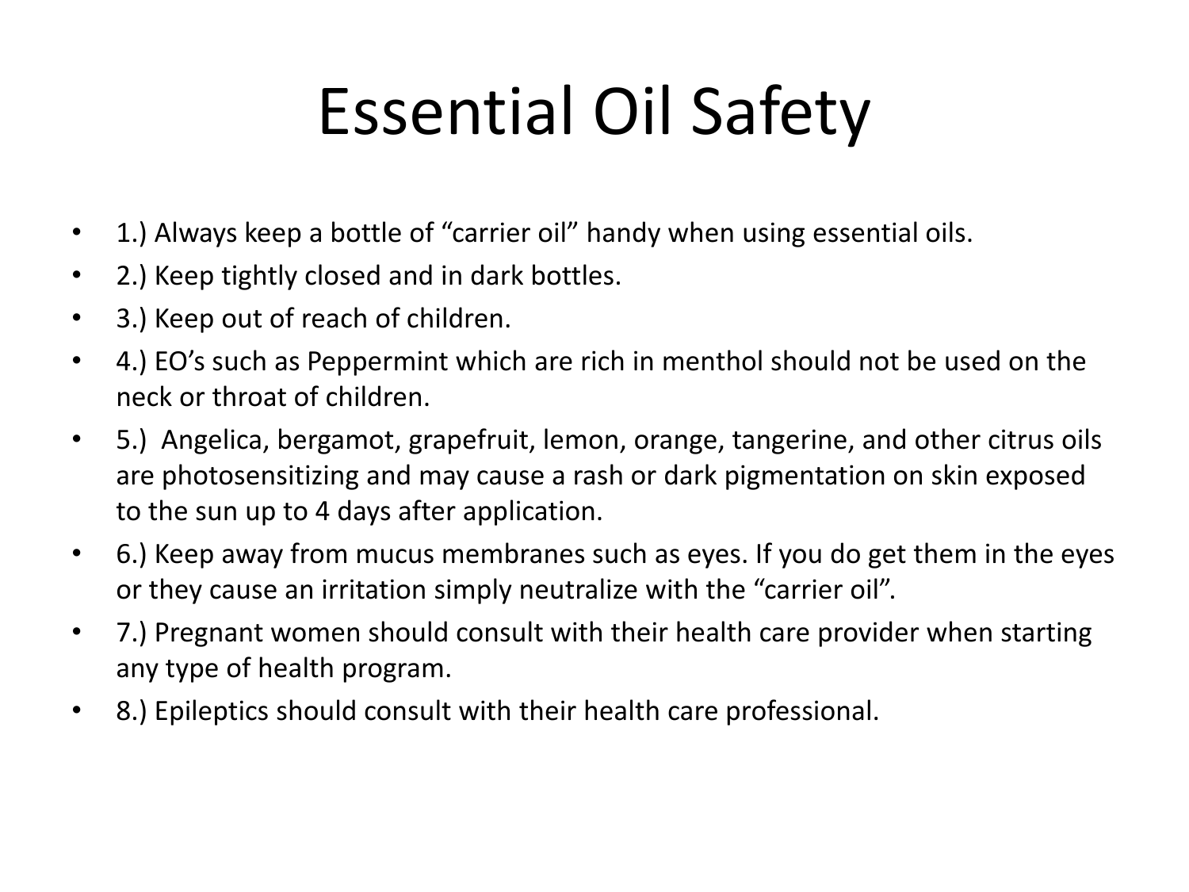# Essential Oil Safety

- 1.) Always keep a bottle of “carrier oil” handy when using essential oils.
- 2.) Keep tightly closed and in dark bottles.
- 3.) Keep out of reach of children.
- 4.) EO’s such as Peppermint which are rich in menthol should not be used on the neck or throat of children.
- 5.) Angelica, bergamot, grapefruit, lemon, orange, tangerine, and other citrus oils are photosensitizing and may cause a rash or dark pigmentation on skin exposed to the sun up to 4 days after application.
- 6.) Keep away from mucus membranes such as eyes. If you do get them in the eyes or they cause an irritation simply neutralize with the “carrier oil”.
- 7.) Pregnant women should consult with their health care provider when starting any type of health program.
- 8.) Epileptics should consult with their health care professional.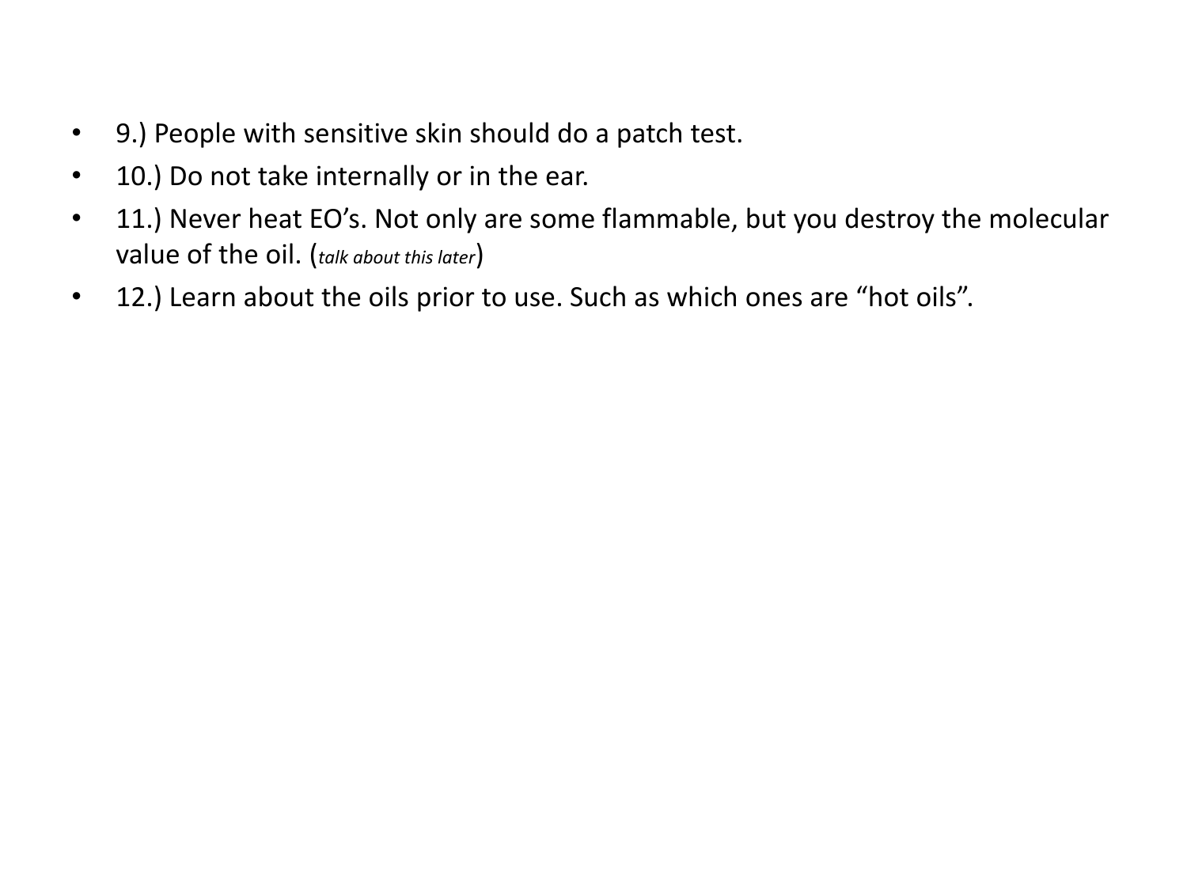- 9.) People with sensitive skin should do a patch test.
- 10.) Do not take internally or in the ear.
- 11.) Never heat EO's. Not only are some flammable, but you destroy the molecular value of the oil. (*talk about this later*)
- 12.) Learn about the oils prior to use. Such as which ones are "hot oils".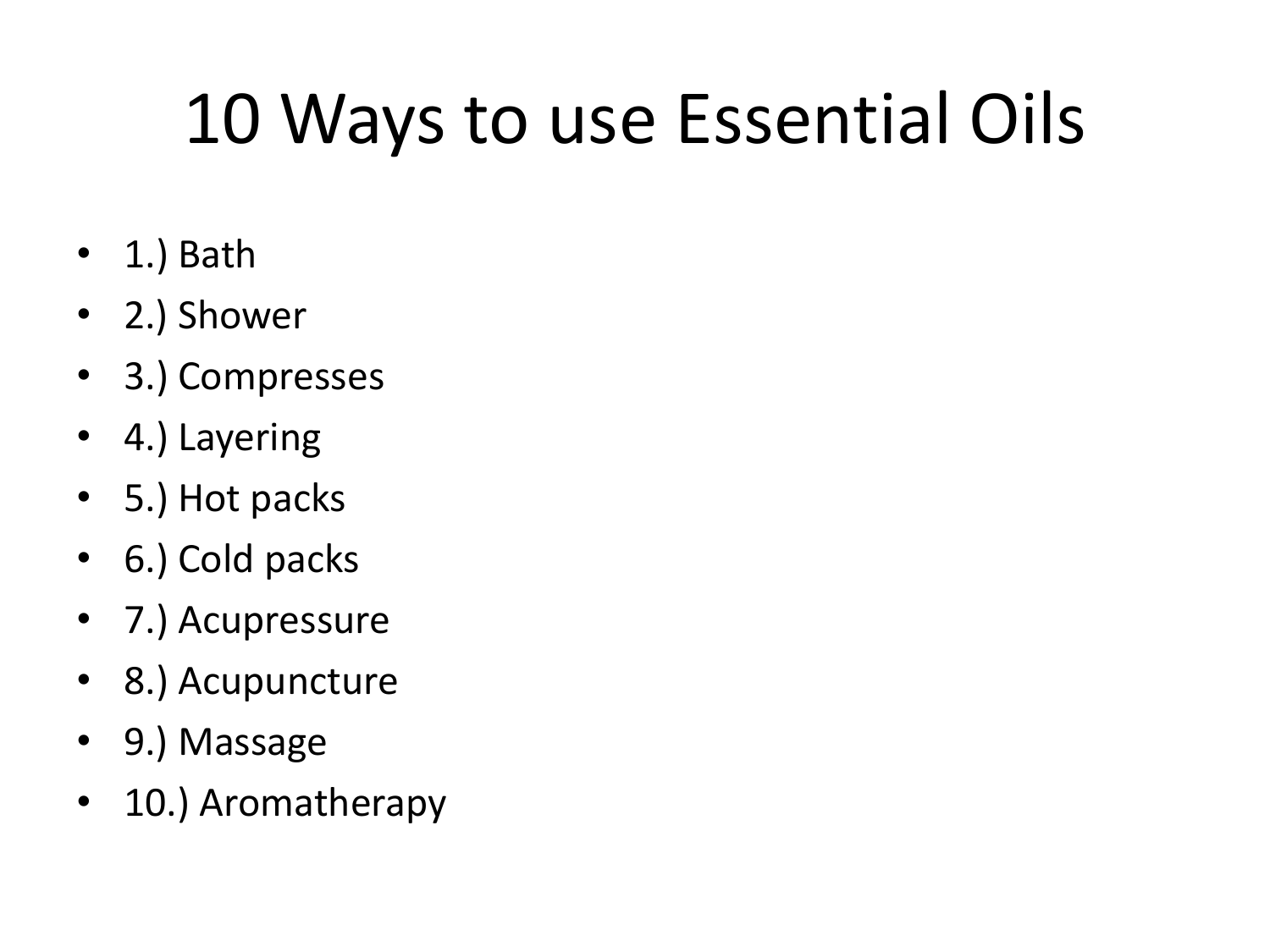# 10 Ways to use Essential Oils

- 1.) Bath
- 2.) Shower
- 3.) Compresses
- 4.) Layering
- 5.) Hot packs
- 6.) Cold packs
- 7.) Acupressure
- 8.) Acupuncture
- 9.) Massage
- 10.) Aromatherapy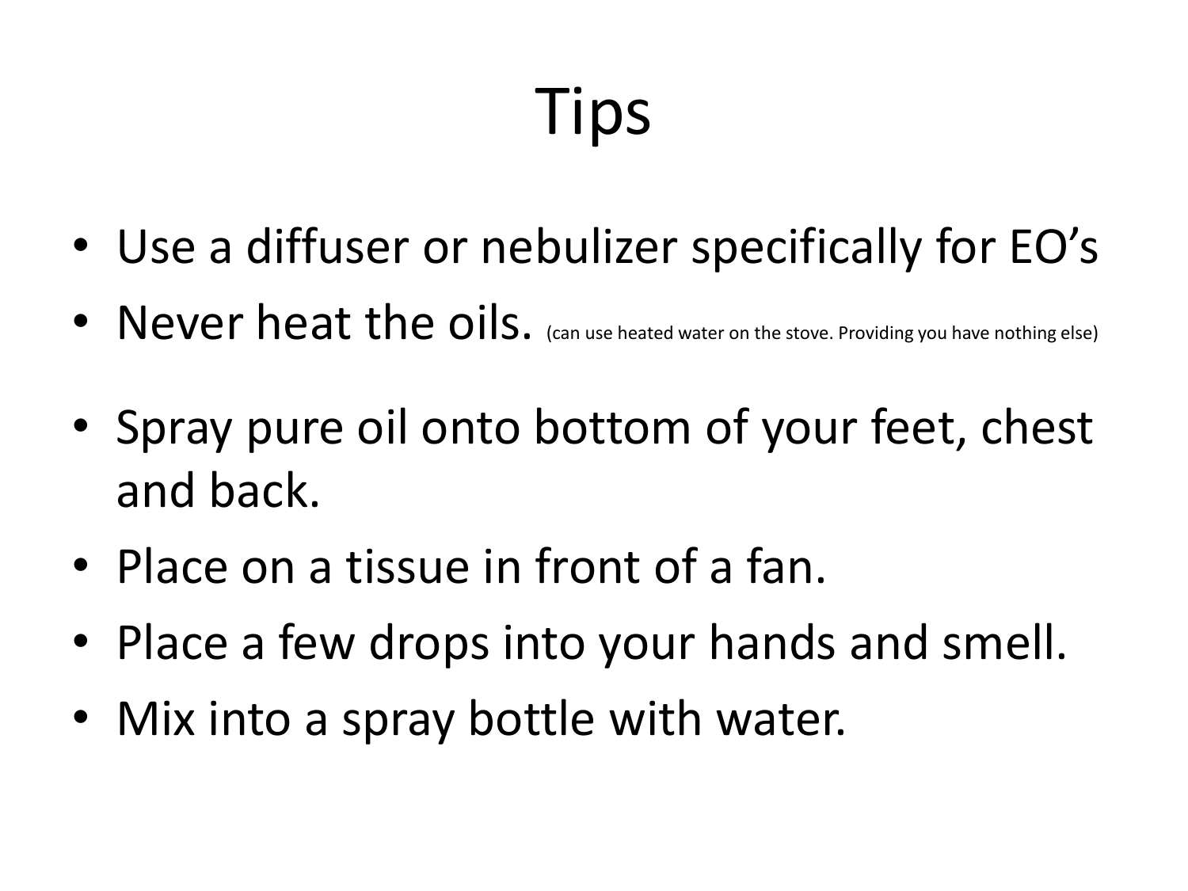# Tips

- Use a diffuser or nebulizer specifically for EO's
- Never heat the oils. (can use heated water on the stove. Providing you have nothing else)
- Spray pure oil onto bottom of your feet, chest and back.
- Place on a tissue in front of a fan.
- Place a few drops into your hands and smell.
- Mix into a spray bottle with water.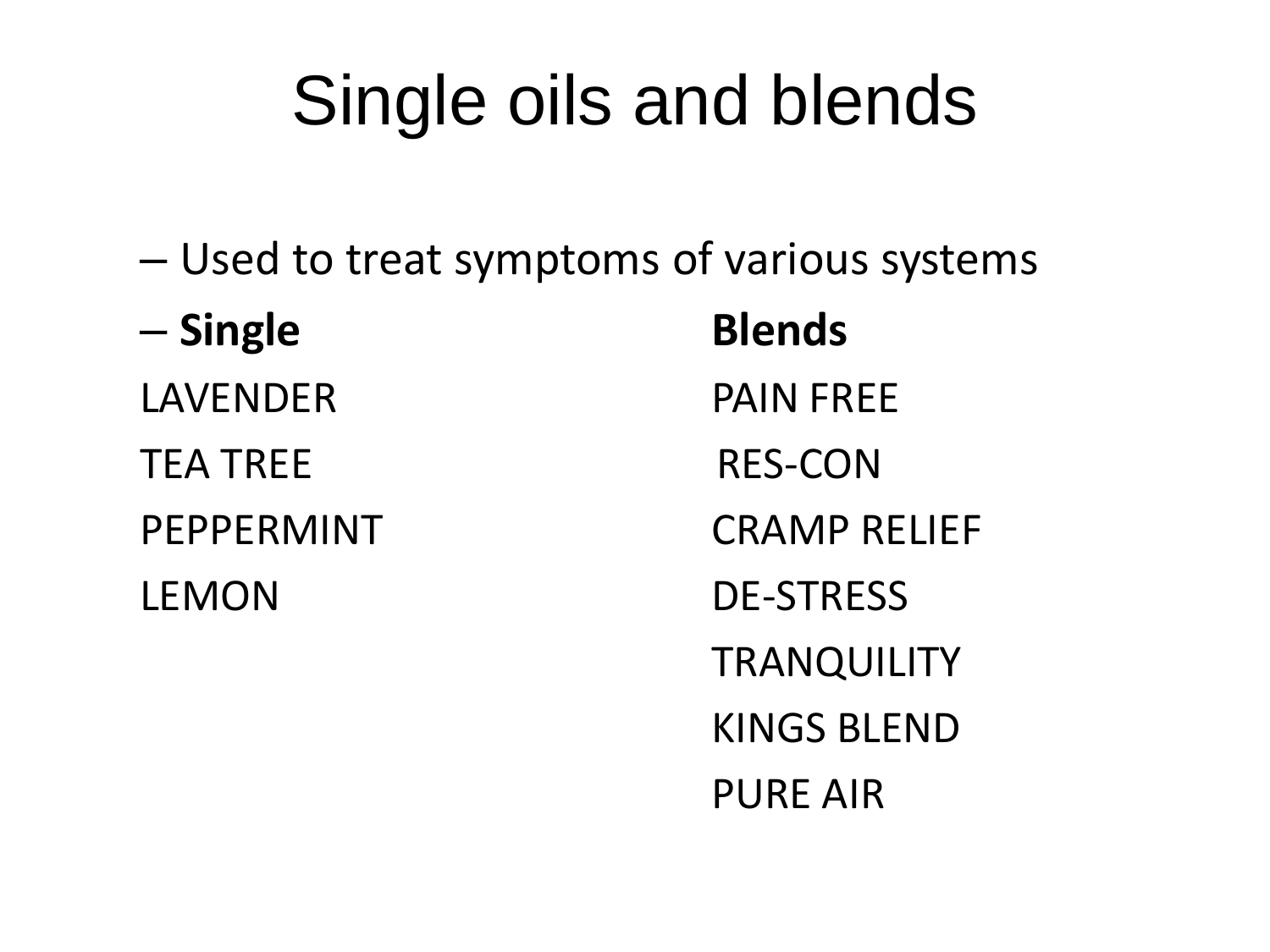# Single oils and blends

- Used to treat symptoms of various systems
- **Single** / **Blends**

| **Single** | **Blends** |
| --- | --- |
| LAVENDER | PAIN FREE |
| TEA TREE | RES-CON |
| PEPPERMINT | CRAMP RELIEF |
| LEMON | DE-STRESS |
| | TRANQUILITY |
| | KINGS BLEND |
| | PURE AIR |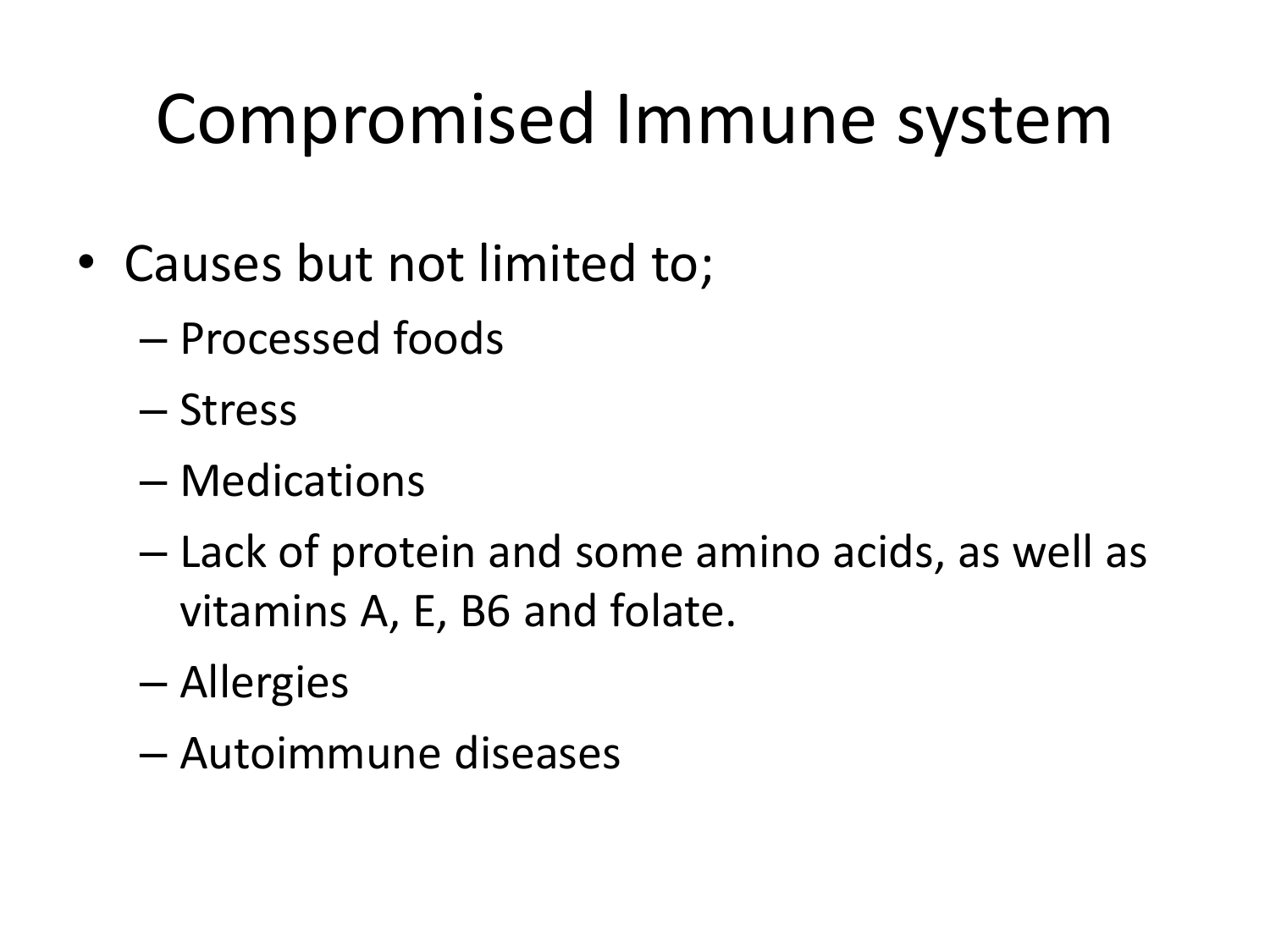# Compromised Immune system

- Causes but not limited to;
  - Processed foods
  - Stress
  - Medications
  - Lack of protein and some amino acids, as well as vitamins A, E, B6 and folate.
  - Allergies
  - Autoimmune diseases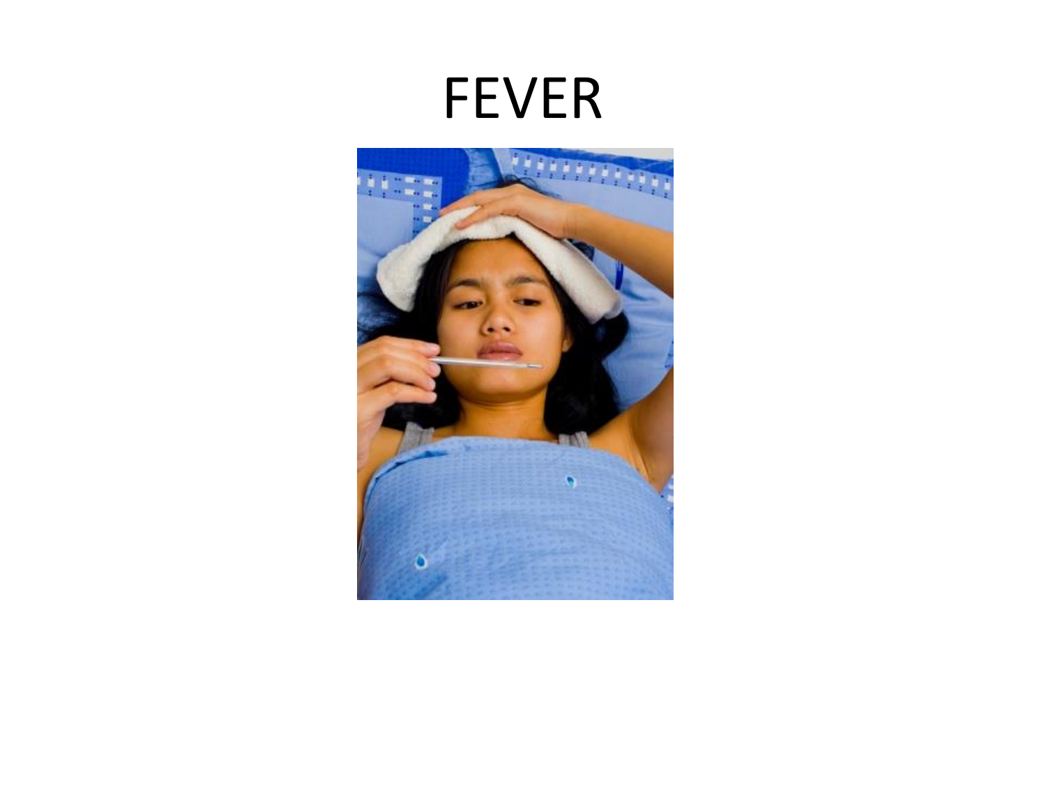# FEVER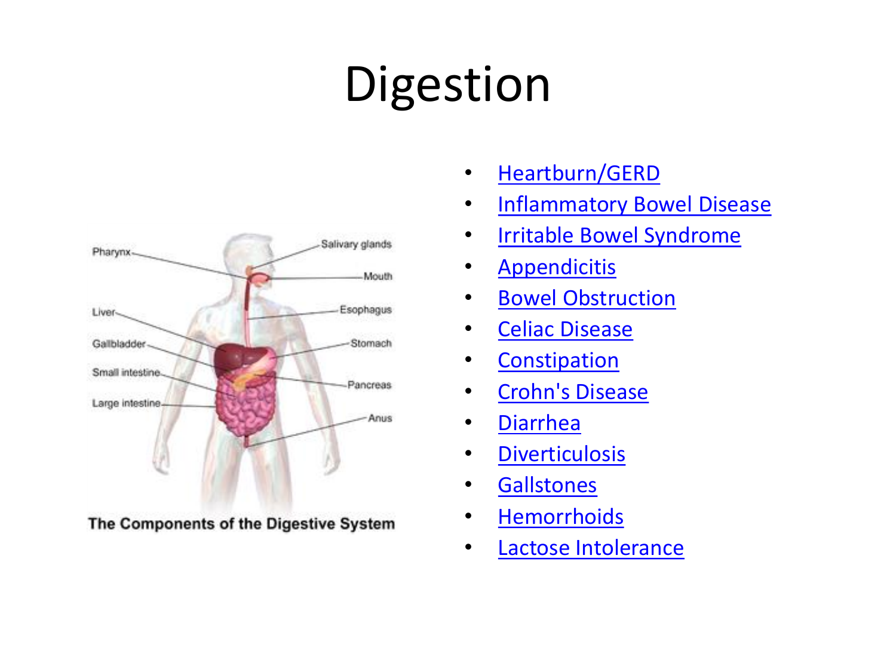# Digestion

Pharynx
Salivary glands
Mouth
Liver
Esophagus
Gallbladder
Stomach
Small intestine
Pancreas
Large intestine
Anus

The Components of the Digestive System

- Heartburn/GERD
- Inflammatory Bowel Disease
- Irritable Bowel Syndrome
- Appendicitis
- Bowel Obstruction
- Celiac Disease
- Constipation
- Crohn's Disease
- Diarrhea
- Diverticulosis
- Gallstones
- Hemorrhoids
- Lactose Intolerance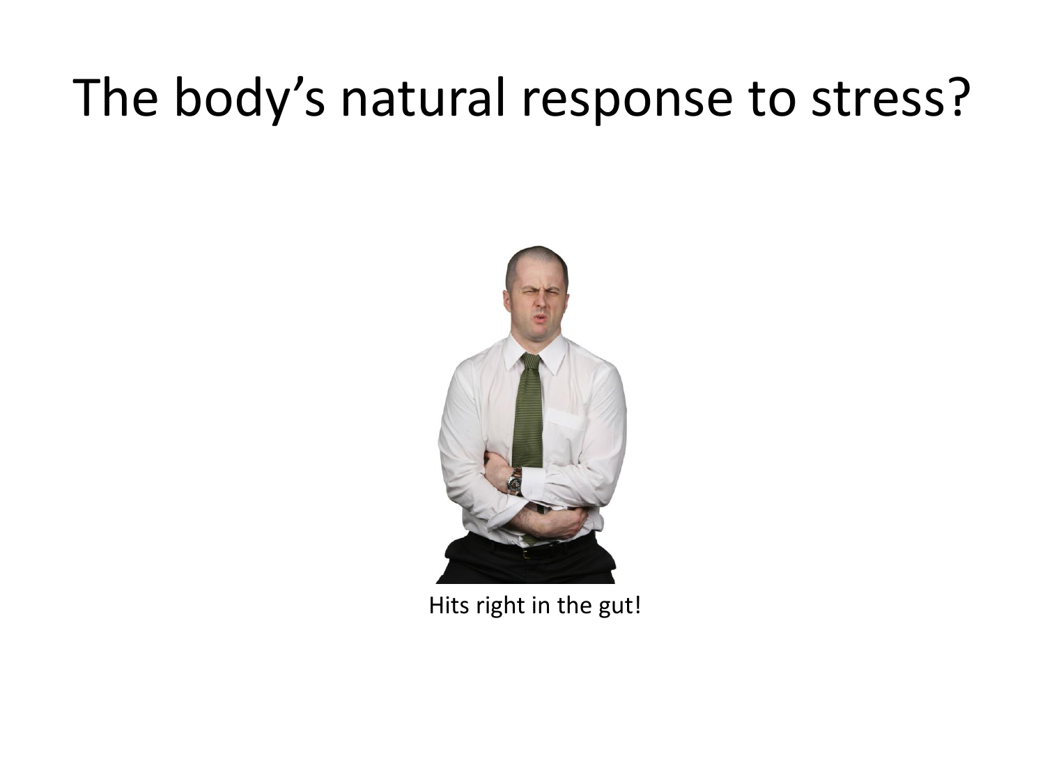# The body's natural response to stress?

Hits right in the gut!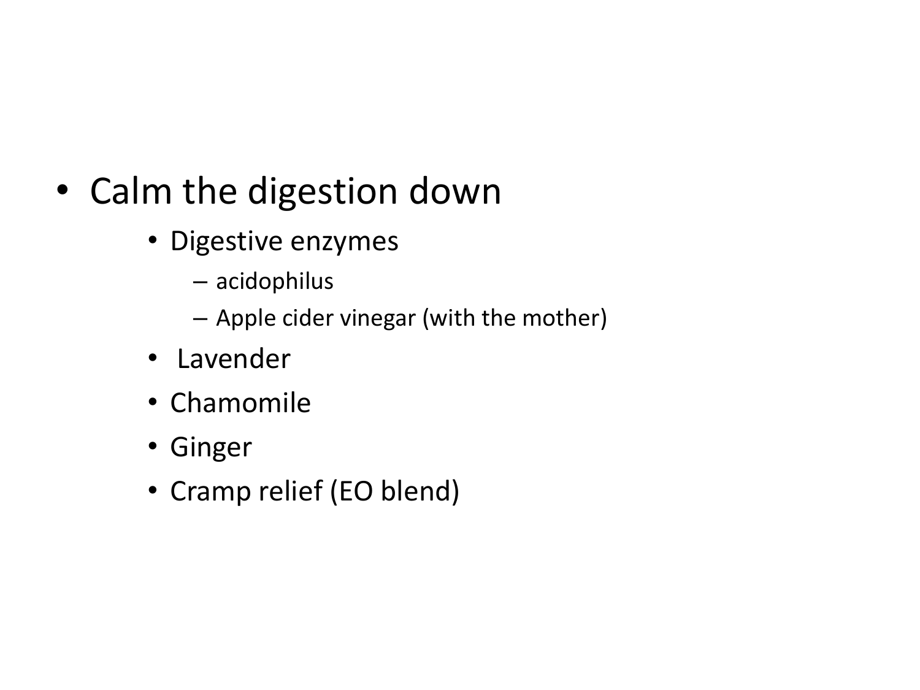- Calm the digestion down
  - Digestive enzymes
    - acidophilus
    - Apple cider vinegar (with the mother)
  - Lavender
  - Chamomile
  - Ginger
  - Cramp relief (EO blend)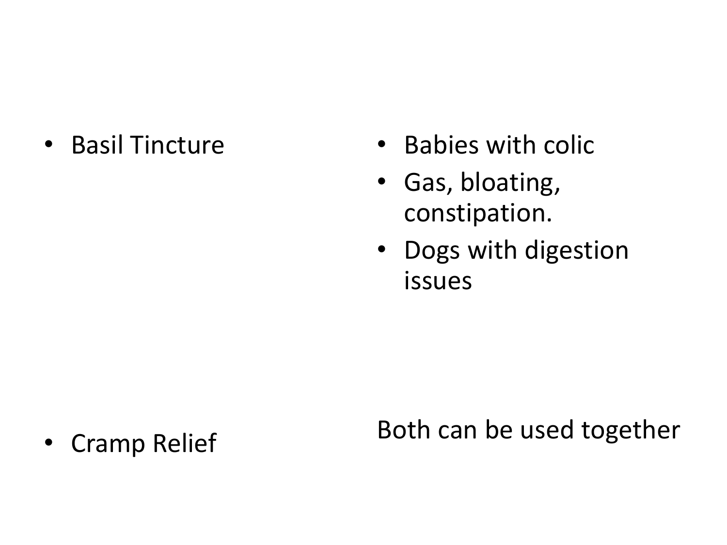- Basil Tincture

- Babies with colic
- Gas, bloating, constipation.
- Dogs with digestion issues

- Cramp Relief

Both can be used together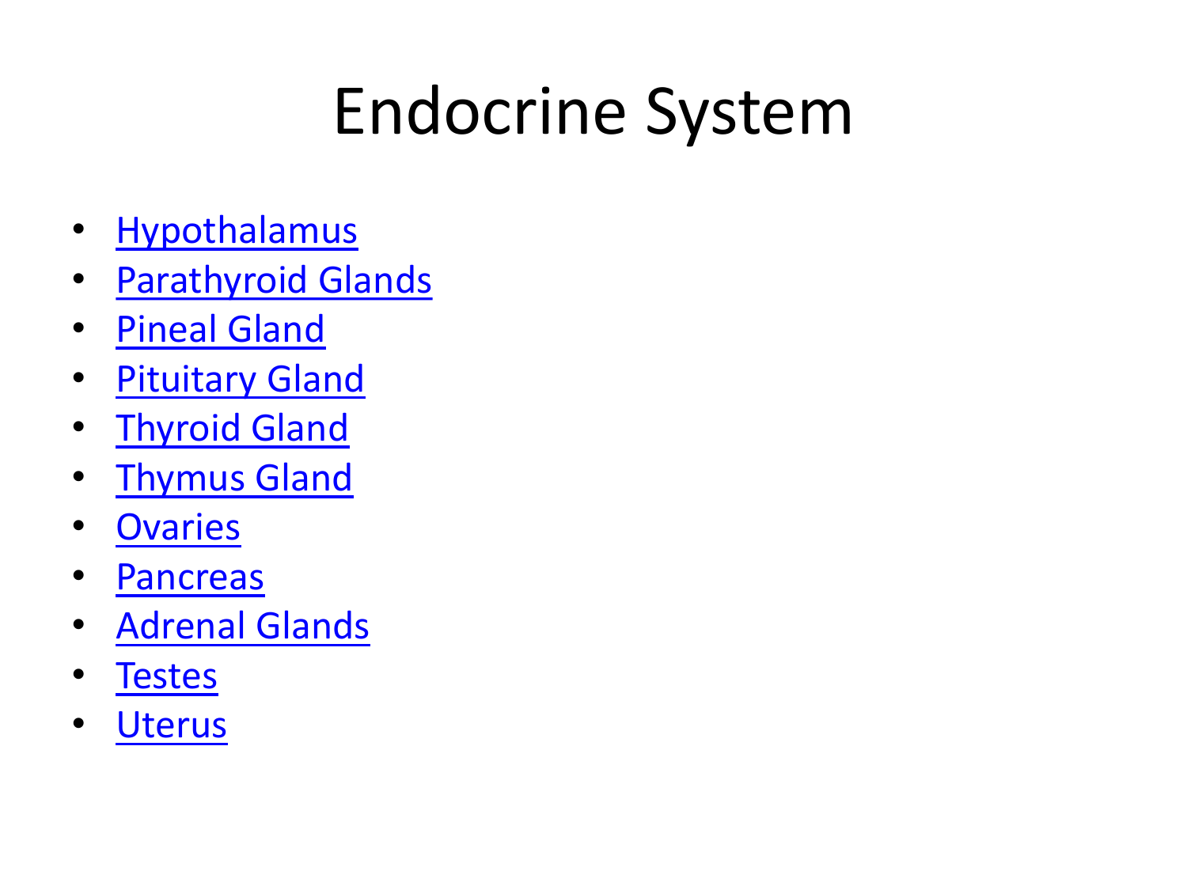# Endocrine System

- Hypothalamus
- Parathyroid Glands
- Pineal Gland
- Pituitary Gland
- Thyroid Gland
- Thymus Gland
- Ovaries
- Pancreas
- Adrenal Glands
- Testes
- Uterus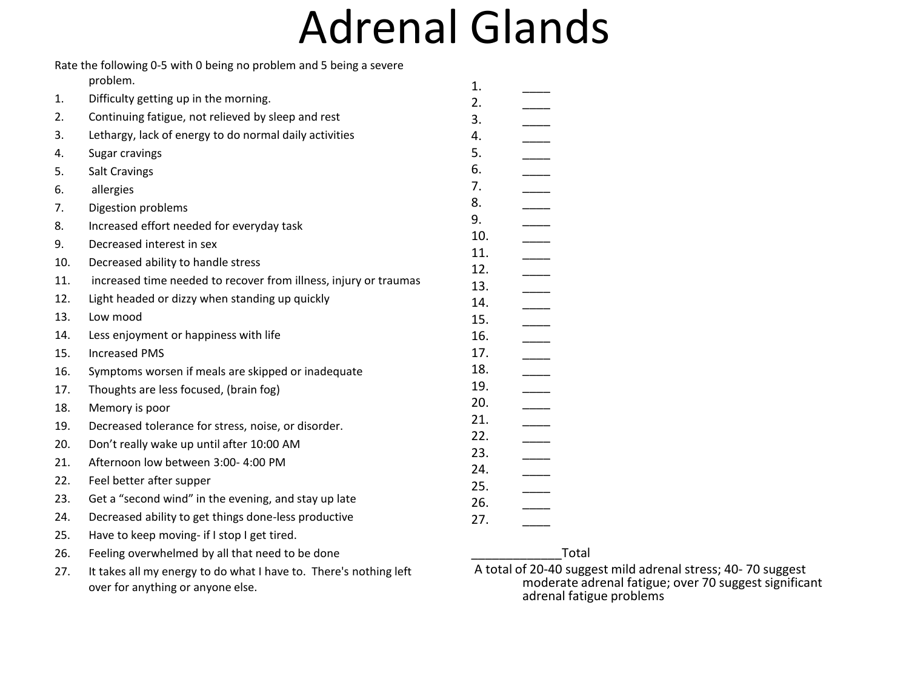# Adrenal Glands

Rate the following 0-5 with 0 being no problem and 5 being a severe problem.

1. Difficulty getting up in the morning.
2. Continuing fatigue, not relieved by sleep and rest
3. Lethargy, lack of energy to do normal daily activities
4. Sugar cravings
5. Salt Cravings
6. allergies
7. Digestion problems
8. Increased effort needed for everyday task
9. Decreased interest in sex
10. Decreased ability to handle stress
11. increased time needed to recover from illness, injury or traumas
12. Light headed or dizzy when standing up quickly
13. Low mood
14. Less enjoyment or happiness with life
15. Increased PMS
16. Symptoms worsen if meals are skipped or inadequate
17. Thoughts are less focused, (brain fog)
18. Memory is poor
19. Decreased tolerance for stress, noise, or disorder.
20. Don't really wake up until after 10:00 AM
21. Afternoon low between 3:00- 4:00 PM
22. Feel better after supper
23. Get a "second wind" in the evening, and stay up late
24. Decreased ability to get things done-less productive
25. Have to keep moving- if I stop I get tired.
26. Feeling overwhelmed by all that need to be done
27. It takes all my energy to do what I have to. There's nothing left over for anything or anyone else.

1. ____
2. ____
3. ____
4. ____
5. ____
6. ____
7. ____
8. ____
9. ____
10. ____
11. ____
12. ____
13. ____
14. ____
15. ____
16. ____
17. ____
18. ____
19. ____
20. ____
21. ____
22. ____
23. ____
24. ____
25. ____
26. ____
27. ____

____________Total

A total of 20-40 suggest mild adrenal stress; 40- 70 suggest moderate adrenal fatigue; over 70 suggest significant adrenal fatigue problems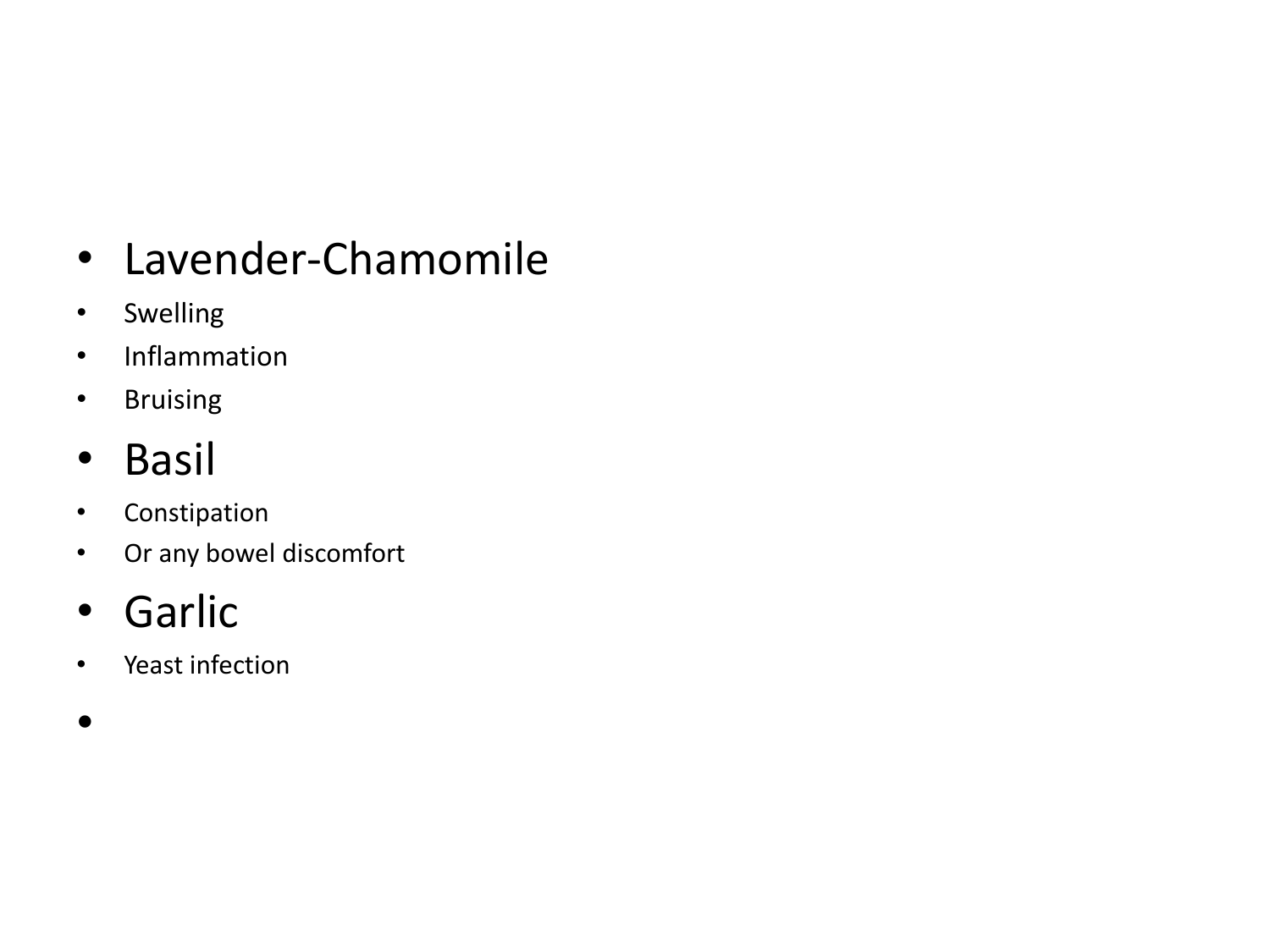- Lavender-Chamomile
  - Swelling
  - Inflammation
  - Bruising
- Basil
  - Constipation
  - Or any bowel discomfort
- Garlic
  - Yeast infection
-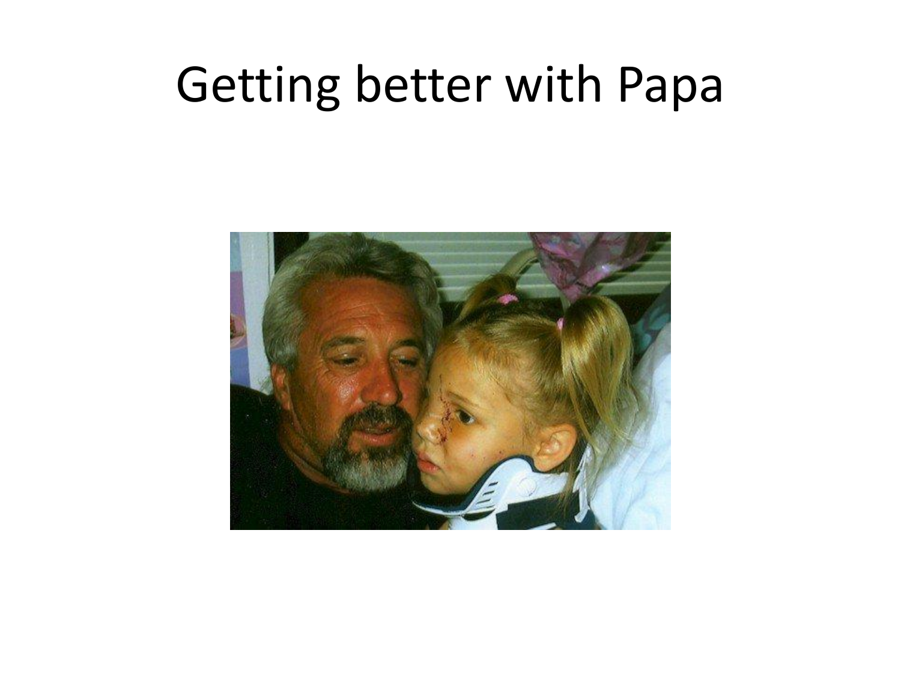# Getting better with Papa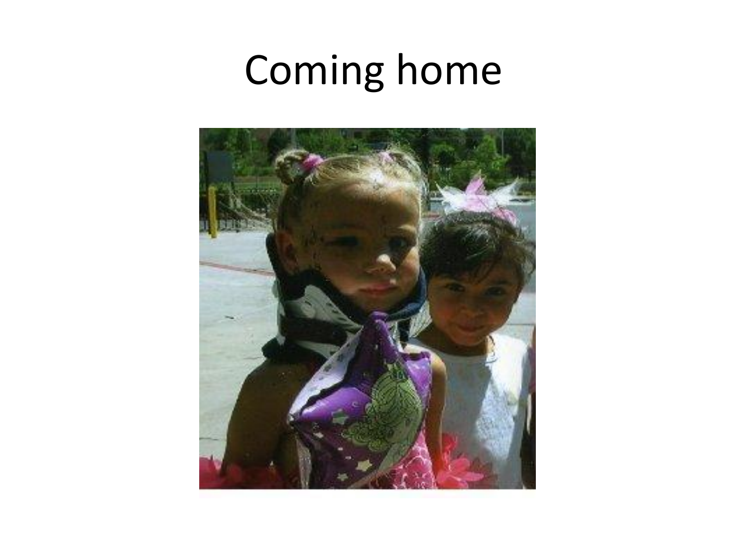# Coming home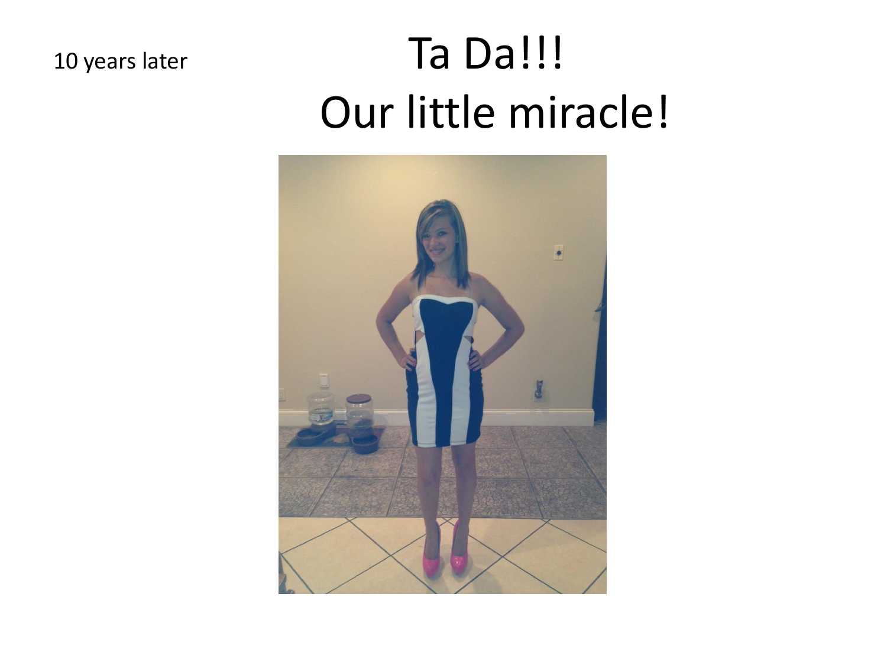10 years later

# Ta Da!!!
# Our little miracle!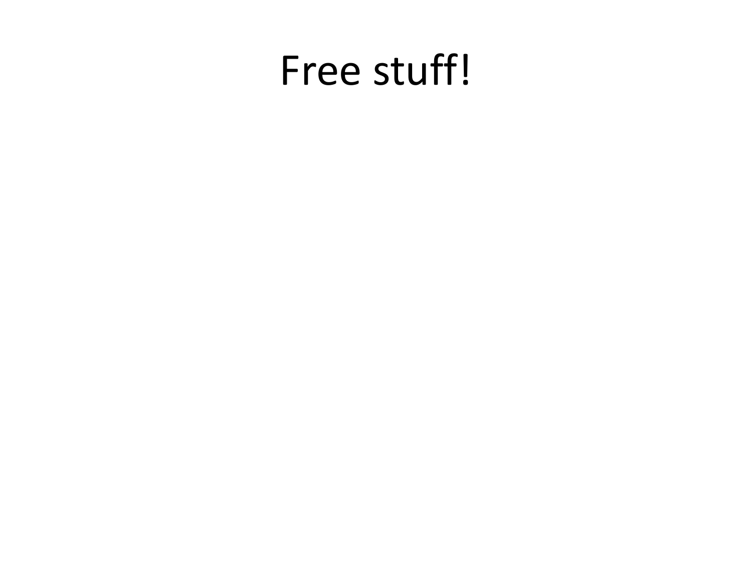# Free stuff!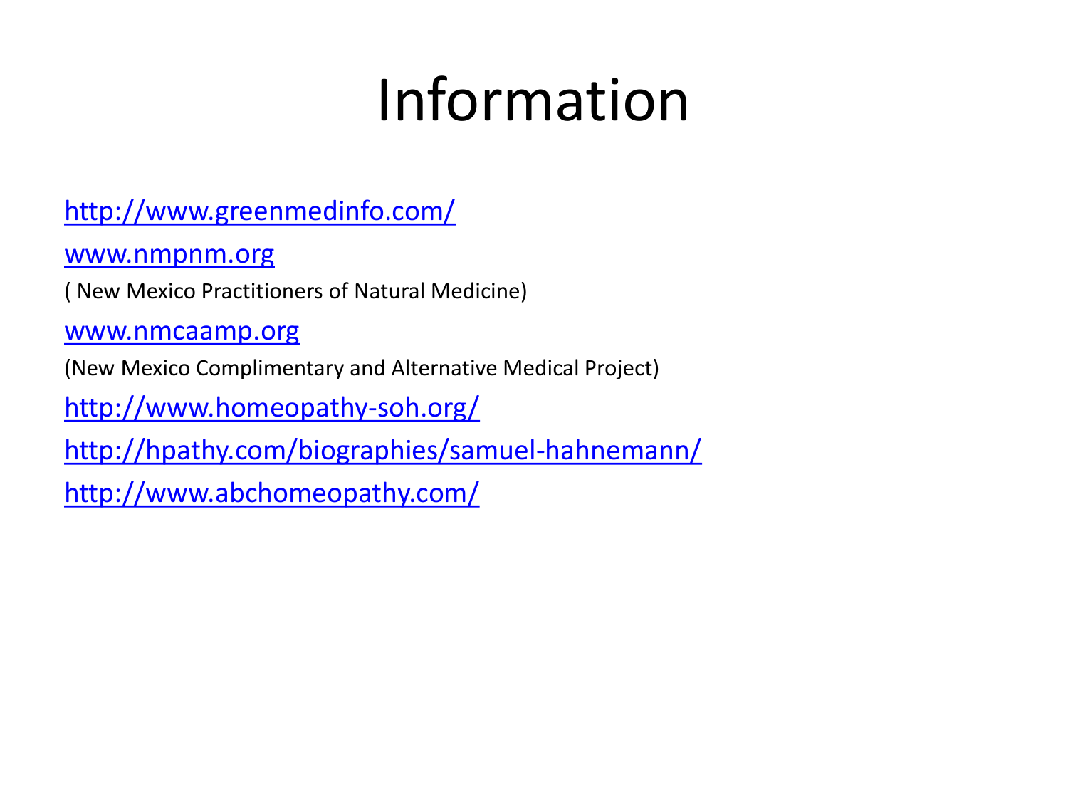# Information

http://www.greenmedinfo.com/

www.nmpnm.org

( New Mexico Practitioners of Natural Medicine)

www.nmcaamp.org

(New Mexico Complimentary and Alternative Medical Project)

http://www.homeopathy-soh.org/

http://hpathy.com/biographies/samuel-hahnemann/

http://www.abchomeopathy.com/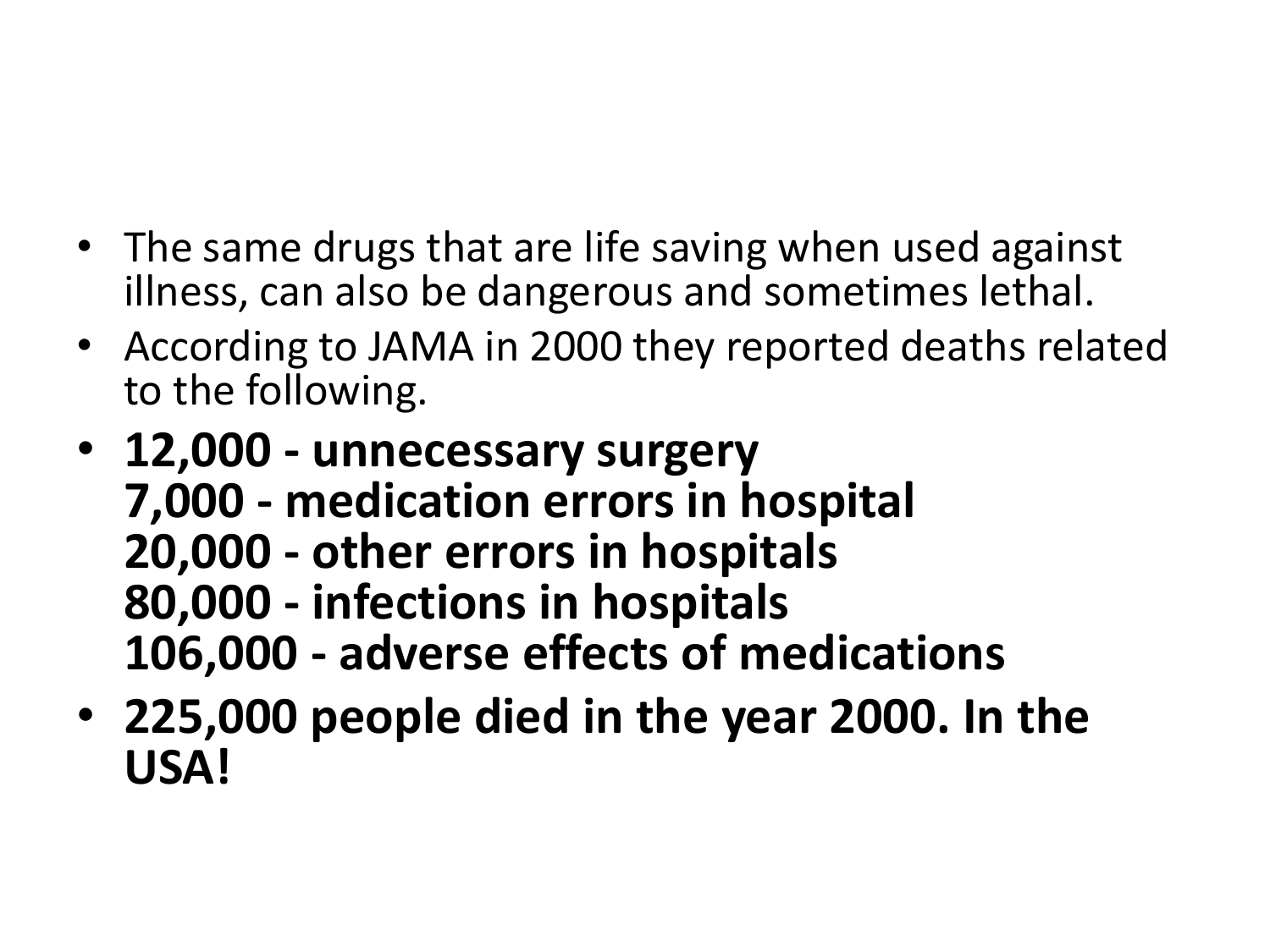- The same drugs that are life saving when used against illness, can also be dangerous and sometimes lethal.
- According to JAMA in 2000 they reported deaths related to the following.
- **12,000 - unnecessary surgery**
  **7,000 - medication errors in hospital**
  **20,000 - other errors in hospitals**
  **80,000 - infections in hospitals**
  **106,000 - adverse effects of medications**
- **225,000 people died in the year 2000. In the USA!**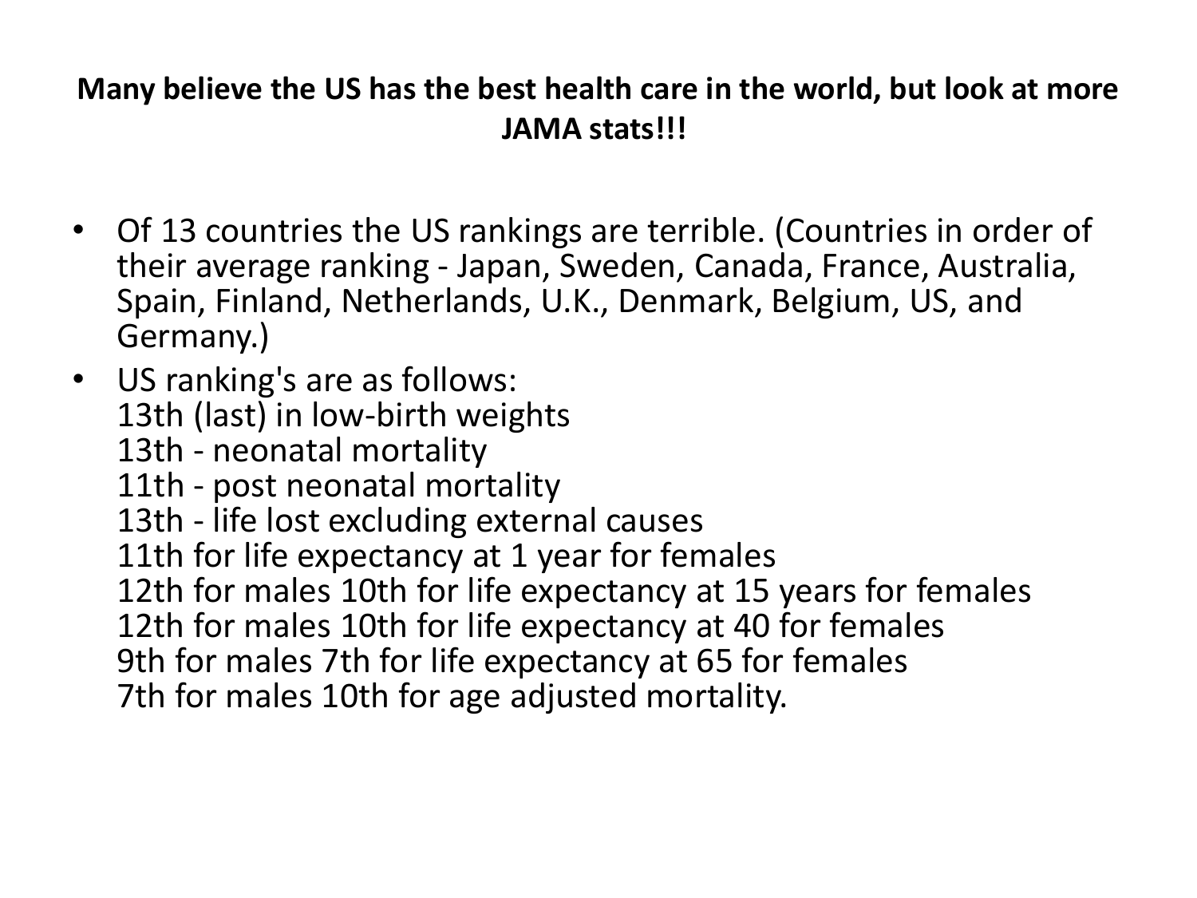**Many believe the US has the best health care in the world, but look at more JAMA stats!!!**

- Of 13 countries the US rankings are terrible. (Countries in order of their average ranking - Japan, Sweden, Canada, France, Australia, Spain, Finland, Netherlands, U.K., Denmark, Belgium, US, and Germany.)
- US ranking's are as follows:
  13th (last) in low-birth weights
  13th - neonatal mortality
  11th - post neonatal mortality
  13th - life lost excluding external causes
  11th for life expectancy at 1 year for females
  12th for males 10th for life expectancy at 15 years for females
  12th for males 10th for life expectancy at 40 for females
  9th for males 7th for life expectancy at 65 for females
  7th for males 10th for age adjusted mortality.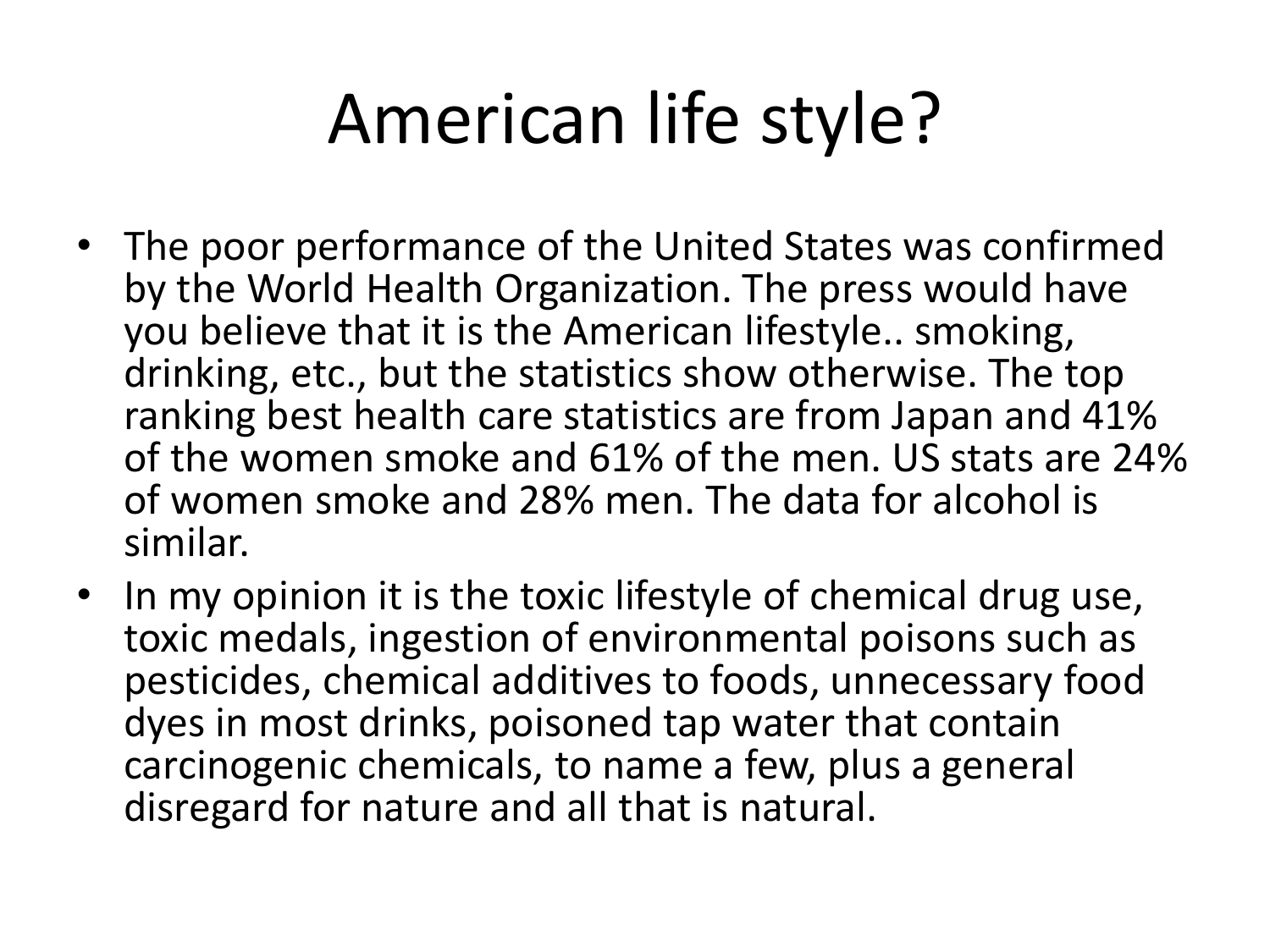# American life style?

- The poor performance of the United States was confirmed by the World Health Organization. The press would have you believe that it is the American lifestyle.. smoking, drinking, etc., but the statistics show otherwise. The top ranking best health care statistics are from Japan and 41% of the women smoke and 61% of the men. US stats are 24% of women smoke and 28% men. The data for alcohol is similar.
- In my opinion it is the toxic lifestyle of chemical drug use, toxic medals, ingestion of environmental poisons such as pesticides, chemical additives to foods, unnecessary food dyes in most drinks, poisoned tap water that contain carcinogenic chemicals, to name a few, plus a general disregard for nature and all that is natural.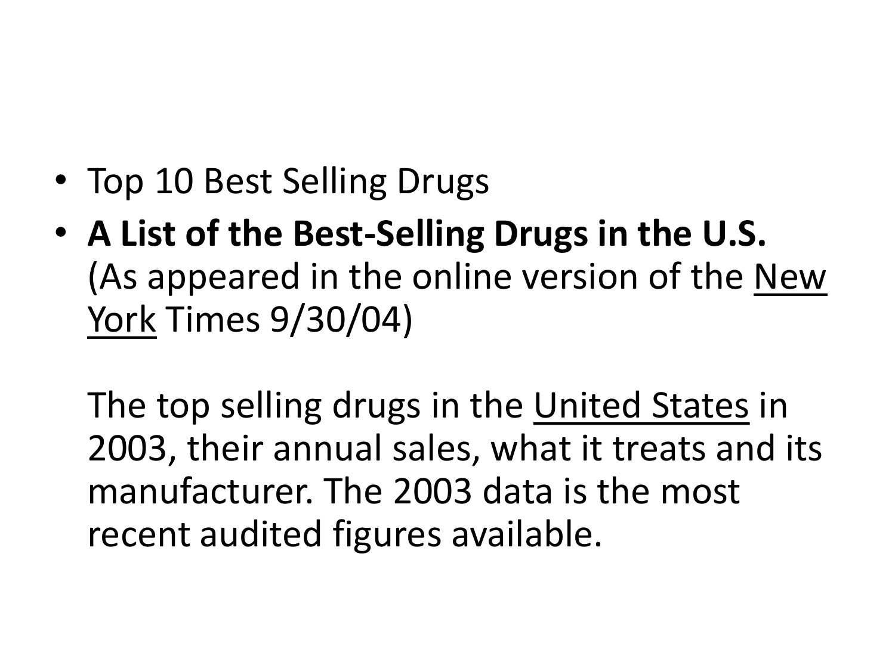- Top 10 Best Selling Drugs
- **A List of the Best-Selling Drugs in the U.S.** (As appeared in the online version of the New York Times 9/30/04)

  The top selling drugs in the United States in 2003, their annual sales, what it treats and its manufacturer. The 2003 data is the most recent audited figures available.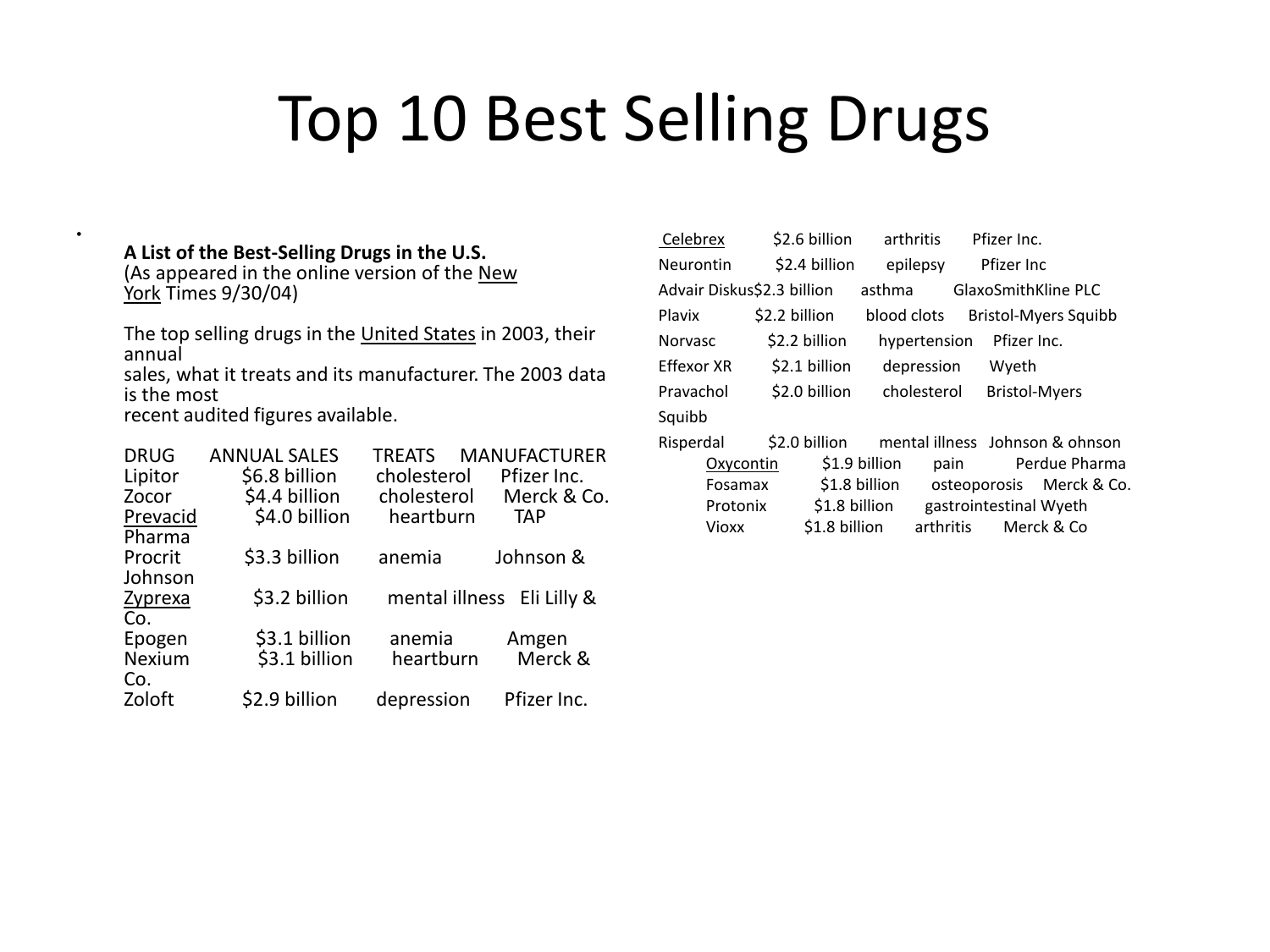# Top 10 Best Selling Drugs

**A List of the Best-Selling Drugs in the U.S.**
(As appeared in the online version of the New York Times 9/30/04)

The top selling drugs in the United States in 2003, their annual sales, what it treats and its manufacturer. The 2003 data is the most recent audited figures available.

| DRUG | ANNUAL SALES | TREATS | MANUFACTURER |
|---|---|---|---|
| Lipitor | $6.8 billion | cholesterol | Pfizer Inc. |
| Zocor | $4.4 billion | cholesterol | Merck & Co. |
| Prevacid | $4.0 billion | heartburn | TAP Pharma |
| Procrit | $3.3 billion | anemia | Johnson & Johnson |
| Zyprexa | $3.2 billion | mental illness | Eli Lilly & Co. |
| Epogen | $3.1 billion | anemia | Amgen |
| Nexium | $3.1 billion | heartburn | Merck & Co. |
| Zoloft | $2.9 billion | depression | Pfizer Inc. |
| Celebrex | $2.6 billion | arthritis | Pfizer Inc. |
| Neurontin | $2.4 billion | epilepsy | Pfizer Inc |
| Advair Diskus | $2.3 billion | asthma | GlaxoSmithKline PLC |
| Plavix | $2.2 billion | blood clots | Bristol-Myers Squibb |
| Norvasc | $2.2 billion | hypertension | Pfizer Inc. |
| Effexor XR | $2.1 billion | depression | Wyeth |
| Pravachol | $2.0 billion | cholesterol | Bristol-Myers Squibb |
| Risperdal | $2.0 billion | mental illness | Johnson & ohnson |
| Oxycontin | $1.9 billion | pain | Perdue Pharma |
| Fosamax | $1.8 billion | osteoporosis | Merck & Co. |
| Protonix | $1.8 billion | gastrointestinal | Wyeth |
| Vioxx | $1.8 billion | arthritis | Merck & Co |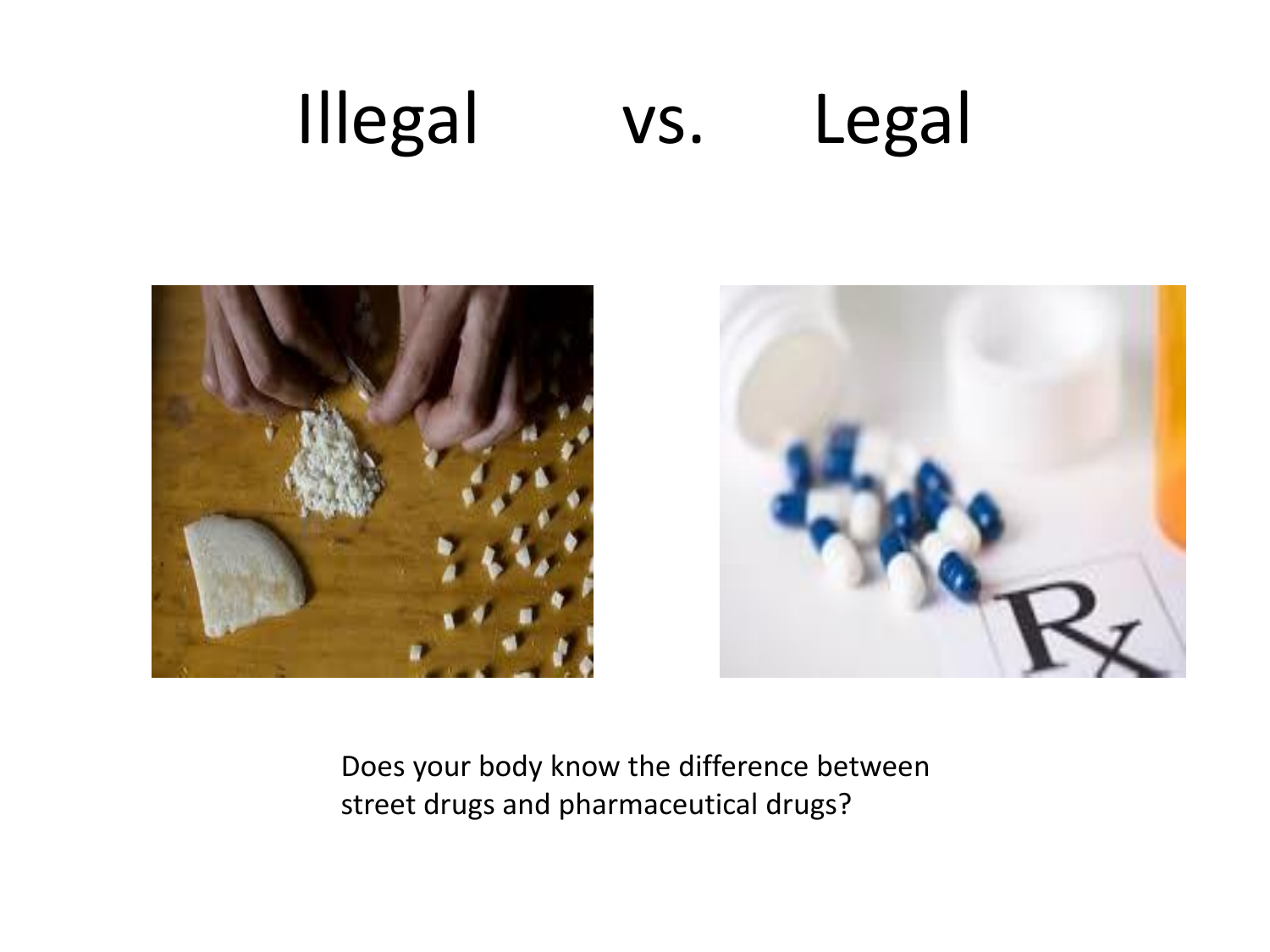# Illegal vs. Legal

Does your body know the difference between street drugs and pharmaceutical drugs?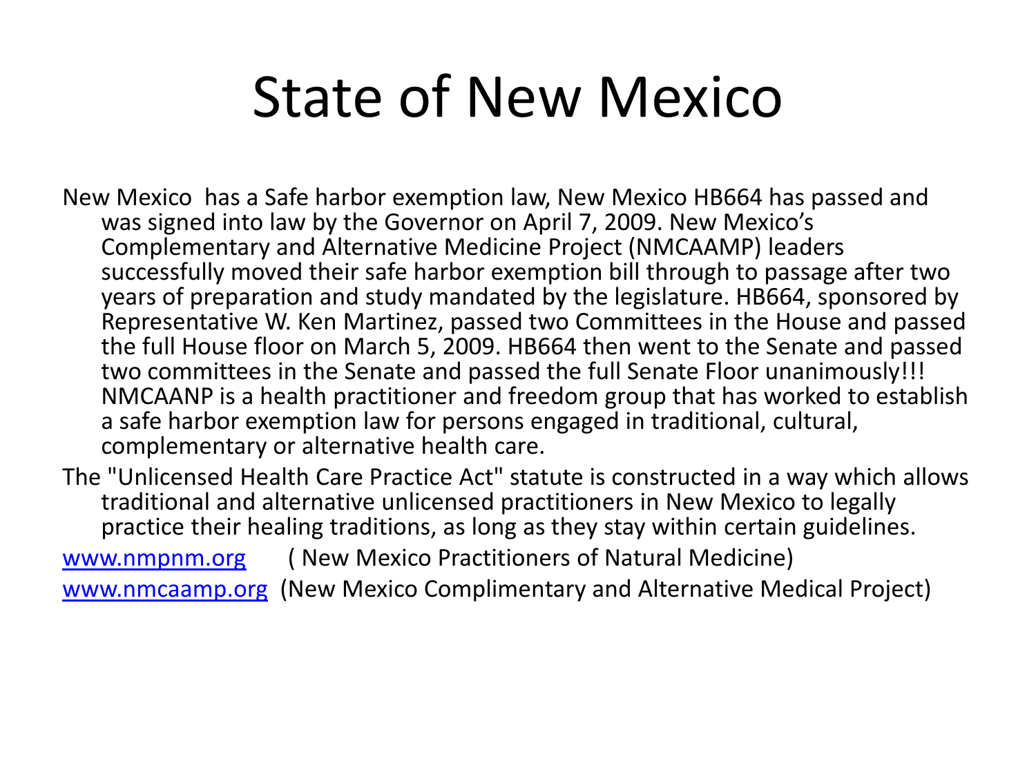# State of New Mexico

New Mexico has a Safe harbor exemption law, New Mexico HB664 has passed and was signed into law by the Governor on April 7, 2009. New Mexico's Complementary and Alternative Medicine Project (NMCAAMP) leaders successfully moved their safe harbor exemption bill through to passage after two years of preparation and study mandated by the legislature. HB664, sponsored by Representative W. Ken Martinez, passed two Committees in the House and passed the full House floor on March 5, 2009. HB664 then went to the Senate and passed two committees in the Senate and passed the full Senate Floor unanimously!!! NMCAANP is a health practitioner and freedom group that has worked to establish a safe harbor exemption law for persons engaged in traditional, cultural, complementary or alternative health care.

The "Unlicensed Health Care Practice Act" statute is constructed in a way which allows traditional and alternative unlicensed practitioners in New Mexico to legally practice their healing traditions, as long as they stay within certain guidelines.

[www.nmpnm.org](http://www.nmpnm.org) ( New Mexico Practitioners of Natural Medicine)

[www.nmcaamp.org](http://www.nmcaamp.org) (New Mexico Complimentary and Alternative Medical Project)